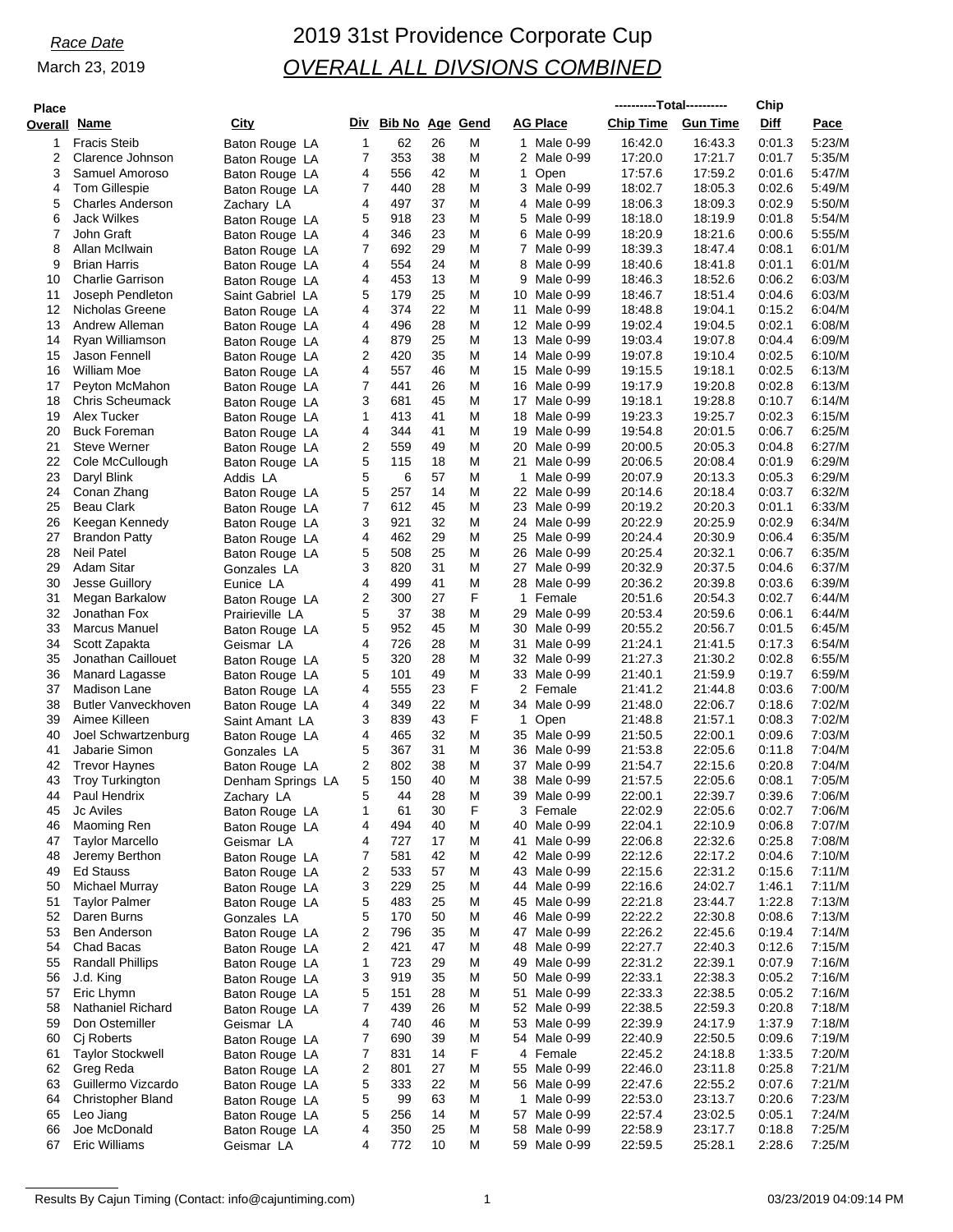*Race Date*

March 23, 2019

# 2019 31st Providence Corporate Cup

## *OVERALL ALL DIVSIONS COMBINED*

| Place Overall | Name | City | Div | Bib No | Age | Gend | AG Place | ----------Total---------- Chip Time | Gun Time | Chip Diff | Pace |
|---|---|---|---|---|---|---|---|---|---|---|---|
| 1 | Fracis Steib | Baton Rouge LA | 1 | 62 | 26 | M | 1 Male 0-99 | 16:42.0 | 16:43.3 | 0:01.3 | 5:23/M |
| 2 | Clarence Johnson | Baton Rouge LA | 7 | 353 | 38 | M | 2 Male 0-99 | 17:20.0 | 17:21.7 | 0:01.7 | 5:35/M |
| 3 | Samuel Amoroso | Baton Rouge LA | 4 | 556 | 42 | M | 1 Open | 17:57.6 | 17:59.2 | 0:01.6 | 5:47/M |
| 4 | Tom Gillespie | Baton Rouge LA | 7 | 440 | 28 | M | 3 Male 0-99 | 18:02.7 | 18:05.3 | 0:02.6 | 5:49/M |
| 5 | Charles Anderson | Zachary LA | 4 | 497 | 37 | M | 4 Male 0-99 | 18:06.3 | 18:09.3 | 0:02.9 | 5:50/M |
| 6 | Jack Wilkes | Baton Rouge LA | 5 | 918 | 23 | M | 5 Male 0-99 | 18:18.0 | 18:19.9 | 0:01.8 | 5:54/M |
| 7 | John Graft | Baton Rouge LA | 4 | 346 | 23 | M | 6 Male 0-99 | 18:20.9 | 18:21.6 | 0:00.6 | 5:55/M |
| 8 | Allan McIlwain | Baton Rouge LA | 7 | 692 | 29 | M | 7 Male 0-99 | 18:39.3 | 18:47.4 | 0:08.1 | 6:01/M |
| 9 | Brian Harris | Baton Rouge LA | 4 | 554 | 24 | M | 8 Male 0-99 | 18:40.6 | 18:41.8 | 0:01.1 | 6:01/M |
| 10 | Charlie Garrison | Baton Rouge LA | 4 | 453 | 13 | M | 9 Male 0-99 | 18:46.3 | 18:52.6 | 0:06.2 | 6:03/M |
| 11 | Joseph Pendleton | Saint Gabriel LA | 5 | 179 | 25 | M | 10 Male 0-99 | 18:46.7 | 18:51.4 | 0:04.6 | 6:03/M |
| 12 | Nicholas Greene | Baton Rouge LA | 4 | 374 | 22 | M | 11 Male 0-99 | 18:48.8 | 19:04.1 | 0:15.2 | 6:04/M |
| 13 | Andrew Alleman | Baton Rouge LA | 4 | 496 | 28 | M | 12 Male 0-99 | 19:02.4 | 19:04.5 | 0:02.1 | 6:08/M |
| 14 | Ryan Williamson | Baton Rouge LA | 4 | 879 | 25 | M | 13 Male 0-99 | 19:03.4 | 19:07.8 | 0:04.4 | 6:09/M |
| 15 | Jason Fennell | Baton Rouge LA | 2 | 420 | 35 | M | 14 Male 0-99 | 19:07.8 | 19:10.4 | 0:02.5 | 6:10/M |
| 16 | William Moe | Baton Rouge LA | 4 | 557 | 46 | M | 15 Male 0-99 | 19:15.5 | 19:18.1 | 0:02.5 | 6:13/M |
| 17 | Peyton McMahon | Baton Rouge LA | 7 | 441 | 26 | M | 16 Male 0-99 | 19:17.9 | 19:20.8 | 0:02.8 | 6:13/M |
| 18 | Chris Scheumack | Baton Rouge LA | 3 | 681 | 45 | M | 17 Male 0-99 | 19:18.1 | 19:28.8 | 0:10.7 | 6:14/M |
| 19 | Alex Tucker | Baton Rouge LA | 1 | 413 | 41 | M | 18 Male 0-99 | 19:23.3 | 19:25.7 | 0:02.3 | 6:15/M |
| 20 | Buck Foreman | Baton Rouge LA | 4 | 344 | 41 | M | 19 Male 0-99 | 19:54.8 | 20:01.5 | 0:06.7 | 6:25/M |
| 21 | Steve Werner | Baton Rouge LA | 2 | 559 | 49 | M | 20 Male 0-99 | 20:00.5 | 20:05.3 | 0:04.8 | 6:27/M |
| 22 | Cole McCullough | Baton Rouge LA | 5 | 115 | 18 | M | 21 Male 0-99 | 20:06.5 | 20:08.4 | 0:01.9 | 6:29/M |
| 23 | Daryl Blink | Addis LA | 5 | 6 | 57 | M | 1 Male 0-99 | 20:07.9 | 20:13.3 | 0:05.3 | 6:29/M |
| 24 | Conan Zhang | Baton Rouge LA | 5 | 257 | 14 | M | 22 Male 0-99 | 20:14.6 | 20:18.4 | 0:03.7 | 6:32/M |
| 25 | Beau Clark | Baton Rouge LA | 7 | 612 | 45 | M | 23 Male 0-99 | 20:19.2 | 20:20.3 | 0:01.1 | 6:33/M |
| 26 | Keegan Kennedy | Baton Rouge LA | 3 | 921 | 32 | M | 24 Male 0-99 | 20:22.9 | 20:25.9 | 0:02.9 | 6:34/M |
| 27 | Brandon Patty | Baton Rouge LA | 4 | 462 | 29 | M | 25 Male 0-99 | 20:24.4 | 20:30.9 | 0:06.4 | 6:35/M |
| 28 | Neil Patel | Baton Rouge LA | 5 | 508 | 25 | M | 26 Male 0-99 | 20:25.4 | 20:32.1 | 0:06.7 | 6:35/M |
| 29 | Adam Sitar | Gonzales LA | 3 | 820 | 31 | M | 27 Male 0-99 | 20:32.9 | 20:37.5 | 0:04.6 | 6:37/M |
| 30 | Jesse Guillory | Eunice LA | 4 | 499 | 41 | M | 28 Male 0-99 | 20:36.2 | 20:39.8 | 0:03.6 | 6:39/M |
| 31 | Megan Barkalow | Baton Rouge LA | 2 | 300 | 27 | F | 1 Female | 20:51.6 | 20:54.3 | 0:02.7 | 6:44/M |
| 32 | Jonathan Fox | Prairieville LA | 5 | 37 | 38 | M | 29 Male 0-99 | 20:53.4 | 20:59.6 | 0:06.1 | 6:44/M |
| 33 | Marcus Manuel | Baton Rouge LA | 5 | 952 | 45 | M | 30 Male 0-99 | 20:55.2 | 20:56.7 | 0:01.5 | 6:45/M |
| 34 | Scott Zapakta | Geismar LA | 4 | 726 | 28 | M | 31 Male 0-99 | 21:24.1 | 21:41.5 | 0:17.3 | 6:54/M |
| 35 | Jonathan Caillouet | Baton Rouge LA | 5 | 320 | 28 | M | 32 Male 0-99 | 21:27.3 | 21:30.2 | 0:02.8 | 6:55/M |
| 36 | Manard Lagasse | Baton Rouge LA | 5 | 101 | 49 | M | 33 Male 0-99 | 21:40.1 | 21:59.9 | 0:19.7 | 6:59/M |
| 37 | Madison Lane | Baton Rouge LA | 4 | 555 | 23 | F | 2 Female | 21:41.2 | 21:44.8 | 0:03.6 | 7:00/M |
| 38 | Butler Vanveckhoven | Baton Rouge LA | 4 | 349 | 22 | M | 34 Male 0-99 | 21:48.0 | 22:06.7 | 0:18.6 | 7:02/M |
| 39 | Aimee Killeen | Saint Amant LA | 3 | 839 | 43 | F | 1 Open | 21:48.8 | 21:57.1 | 0:08.3 | 7:02/M |
| 40 | Joel Schwartzenburg | Baton Rouge LA | 4 | 465 | 32 | M | 35 Male 0-99 | 21:50.5 | 22:00.1 | 0:09.6 | 7:03/M |
| 41 | Jabarie Simon | Gonzales LA | 5 | 367 | 31 | M | 36 Male 0-99 | 21:53.8 | 22:05.6 | 0:11.8 | 7:04/M |
| 42 | Trevor Haynes | Baton Rouge LA | 2 | 802 | 38 | M | 37 Male 0-99 | 21:54.7 | 22:15.6 | 0:20.8 | 7:04/M |
| 43 | Troy Turkington | Denham Springs LA | 5 | 150 | 40 | M | 38 Male 0-99 | 21:57.5 | 22:05.6 | 0:08.1 | 7:05/M |
| 44 | Paul Hendrix | Zachary LA | 5 | 44 | 28 | M | 39 Male 0-99 | 22:00.1 | 22:39.7 | 0:39.6 | 7:06/M |
| 45 | Jc Aviles | Baton Rouge LA | 1 | 61 | 30 | F | 3 Female | 22:02.9 | 22:05.6 | 0:02.7 | 7:06/M |
| 46 | Maoming Ren | Baton Rouge LA | 4 | 494 | 40 | M | 40 Male 0-99 | 22:04.1 | 22:10.9 | 0:06.8 | 7:07/M |
| 47 | Taylor Marcello | Geismar LA | 4 | 727 | 17 | M | 41 Male 0-99 | 22:06.8 | 22:32.6 | 0:25.8 | 7:08/M |
| 48 | Jeremy Berthon | Baton Rouge LA | 7 | 581 | 42 | M | 42 Male 0-99 | 22:12.6 | 22:17.2 | 0:04.6 | 7:10/M |
| 49 | Ed Stauss | Baton Rouge LA | 2 | 533 | 57 | M | 43 Male 0-99 | 22:15.6 | 22:31.2 | 0:15.6 | 7:11/M |
| 50 | Michael Murray | Baton Rouge LA | 3 | 229 | 25 | M | 44 Male 0-99 | 22:16.6 | 24:02.7 | 1:46.1 | 7:11/M |
| 51 | Taylor Palmer | Baton Rouge LA | 5 | 483 | 25 | M | 45 Male 0-99 | 22:21.8 | 23:44.7 | 1:22.8 | 7:13/M |
| 52 | Daren Burns | Gonzales LA | 5 | 170 | 50 | M | 46 Male 0-99 | 22:22.2 | 22:30.8 | 0:08.6 | 7:13/M |
| 53 | Ben Anderson | Baton Rouge LA | 2 | 796 | 35 | M | 47 Male 0-99 | 22:26.2 | 22:45.6 | 0:19.4 | 7:14/M |
| 54 | Chad Bacas | Baton Rouge LA | 2 | 421 | 47 | M | 48 Male 0-99 | 22:27.7 | 22:40.3 | 0:12.6 | 7:15/M |
| 55 | Randall Phillips | Baton Rouge LA | 1 | 723 | 29 | M | 49 Male 0-99 | 22:31.2 | 22:39.1 | 0:07.9 | 7:16/M |
| 56 | J.d. King | Baton Rouge LA | 3 | 919 | 35 | M | 50 Male 0-99 | 22:33.1 | 22:38.3 | 0:05.2 | 7:16/M |
| 57 | Eric Lhymn | Baton Rouge LA | 5 | 151 | 28 | M | 51 Male 0-99 | 22:33.3 | 22:38.5 | 0:05.2 | 7:16/M |
| 58 | Nathaniel Richard | Baton Rouge LA | 7 | 439 | 26 | M | 52 Male 0-99 | 22:38.5 | 22:59.3 | 0:20.8 | 7:18/M |
| 59 | Don Ostemiller | Geismar LA | 4 | 740 | 46 | M | 53 Male 0-99 | 22:39.9 | 24:17.9 | 1:37.9 | 7:18/M |
| 60 | Cj Roberts | Baton Rouge LA | 7 | 690 | 39 | M | 54 Male 0-99 | 22:40.9 | 22:50.5 | 0:09.6 | 7:19/M |
| 61 | Taylor Stockwell | Baton Rouge LA | 7 | 831 | 14 | F | 4 Female | 22:45.2 | 24:18.8 | 1:33.5 | 7:20/M |
| 62 | Greg Reda | Baton Rouge LA | 2 | 801 | 27 | M | 55 Male 0-99 | 22:46.0 | 23:11.8 | 0:25.8 | 7:21/M |
| 63 | Guillermo Vizcardo | Baton Rouge LA | 5 | 333 | 22 | M | 56 Male 0-99 | 22:47.6 | 22:55.2 | 0:07.6 | 7:21/M |
| 64 | Christopher Bland | Baton Rouge LA | 5 | 99 | 63 | M | 1 Male 0-99 | 22:53.0 | 23:13.7 | 0:20.6 | 7:23/M |
| 65 | Leo Jiang | Baton Rouge LA | 5 | 256 | 14 | M | 57 Male 0-99 | 22:57.4 | 23:02.5 | 0:05.1 | 7:24/M |
| 66 | Joe McDonald | Baton Rouge LA | 4 | 350 | 25 | M | 58 Male 0-99 | 22:58.9 | 23:17.7 | 0:18.8 | 7:25/M |
| 67 | Eric Williams | Geismar LA | 4 | 772 | 10 | M | 59 Male 0-99 | 22:59.5 | 25:28.1 | 2:28.6 | 7:25/M |

Results By Cajun Timing (Contact: info@cajuntiming.com) 03/23/2019 04:09:14 PM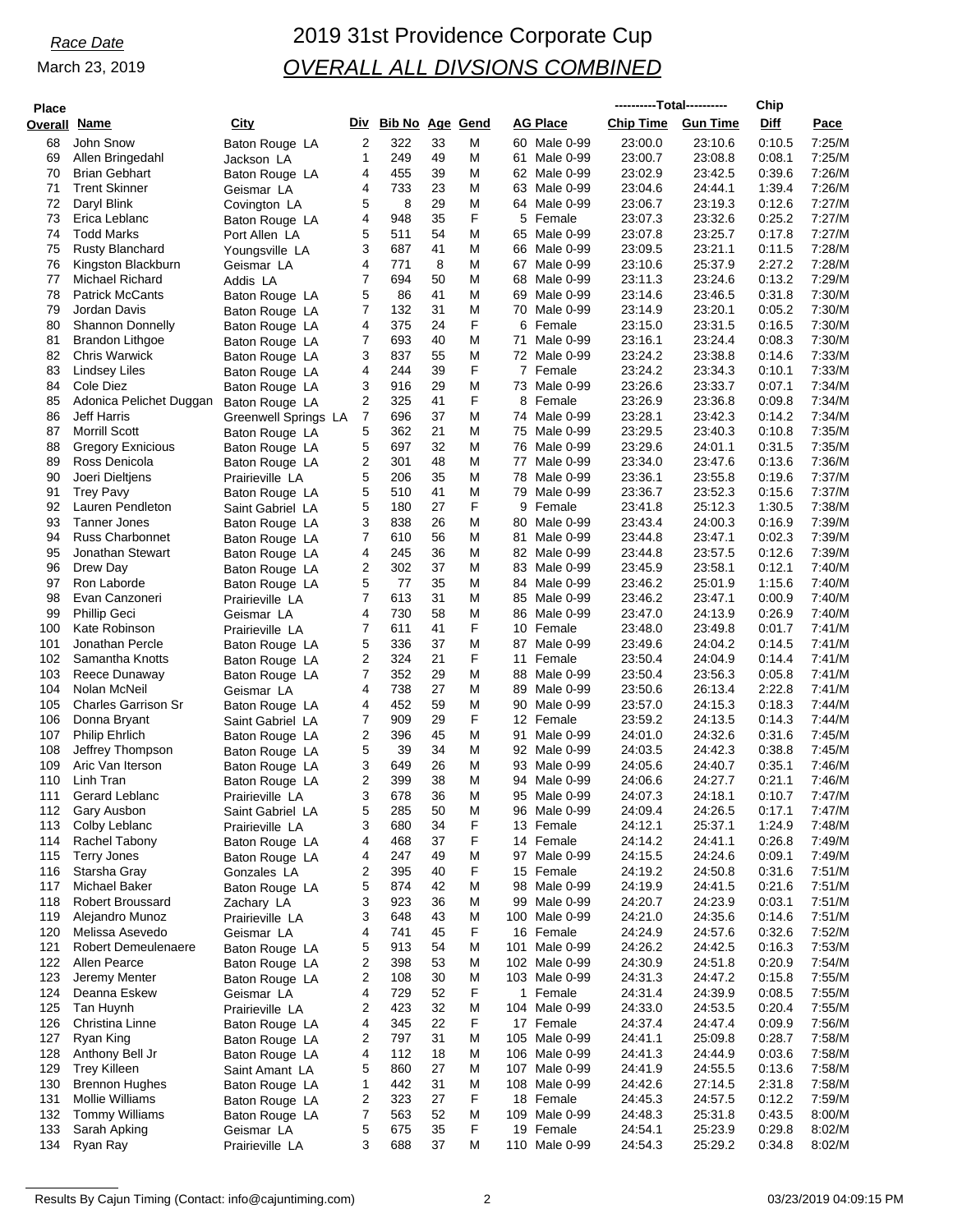*Race Date*

March 23, 2019

# 2019 31st Providence Corporate Cup

## *OVERALL ALL DIVSIONS COMBINED*

| Place Overall | Name | City | Div | Bib No | Age | Gend | AG Place | ----------Total---------- Chip Time | Gun Time | Chip Diff | Pace |
|---|---|---|---|---|---|---|---|---|---|---|---|
| 68 | John Snow | Baton Rouge LA | 2 | 322 | 33 | M | 60 Male 0-99 | 23:00.0 | 23:10.6 | 0:10.5 | 7:25/M |
| 69 | Allen Bringedahl | Jackson LA | 1 | 249 | 49 | M | 61 Male 0-99 | 23:00.7 | 23:08.8 | 0:08.1 | 7:25/M |
| 70 | Brian Gebhart | Baton Rouge LA | 4 | 455 | 39 | M | 62 Male 0-99 | 23:02.9 | 23:42.5 | 0:39.6 | 7:26/M |
| 71 | Trent Skinner | Geismar LA | 4 | 733 | 23 | M | 63 Male 0-99 | 23:04.6 | 24:44.1 | 1:39.4 | 7:26/M |
| 72 | Daryl Blink | Covington LA | 5 | 8 | 29 | M | 64 Male 0-99 | 23:06.7 | 23:19.3 | 0:12.6 | 7:27/M |
| 73 | Erica Leblanc | Baton Rouge LA | 4 | 948 | 35 | F | 5 Female | 23:07.3 | 23:32.6 | 0:25.2 | 7:27/M |
| 74 | Todd Marks | Port Allen LA | 5 | 511 | 54 | M | 65 Male 0-99 | 23:07.8 | 23:25.7 | 0:17.8 | 7:27/M |
| 75 | Rusty Blanchard | Youngsville LA | 3 | 687 | 41 | M | 66 Male 0-99 | 23:09.5 | 23:21.1 | 0:11.5 | 7:28/M |
| 76 | Kingston Blackburn | Geismar LA | 4 | 771 | 8 | M | 67 Male 0-99 | 23:10.6 | 25:37.9 | 2:27.2 | 7:28/M |
| 77 | Michael Richard | Addis LA | 7 | 694 | 50 | M | 68 Male 0-99 | 23:11.3 | 23:24.6 | 0:13.2 | 7:29/M |
| 78 | Patrick McCants | Baton Rouge LA | 5 | 86 | 41 | M | 69 Male 0-99 | 23:14.6 | 23:46.5 | 0:31.8 | 7:30/M |
| 79 | Jordan Davis | Baton Rouge LA | 7 | 132 | 31 | M | 70 Male 0-99 | 23:14.9 | 23:20.1 | 0:05.2 | 7:30/M |
| 80 | Shannon Donnelly | Baton Rouge LA | 4 | 375 | 24 | F | 6 Female | 23:15.0 | 23:31.5 | 0:16.5 | 7:30/M |
| 81 | Brandon Lithgoe | Baton Rouge LA | 7 | 693 | 40 | M | 71 Male 0-99 | 23:16.1 | 23:24.4 | 0:08.3 | 7:30/M |
| 82 | Chris Warwick | Baton Rouge LA | 3 | 837 | 55 | M | 72 Male 0-99 | 23:24.2 | 23:38.8 | 0:14.6 | 7:33/M |
| 83 | Lindsey Liles | Baton Rouge LA | 4 | 244 | 39 | F | 7 Female | 23:24.2 | 23:34.3 | 0:10.1 | 7:33/M |
| 84 | Cole Diez | Baton Rouge LA | 3 | 916 | 29 | M | 73 Male 0-99 | 23:26.6 | 23:33.7 | 0:07.1 | 7:34/M |
| 85 | Adonica Pelichet Duggan | Baton Rouge LA | 2 | 325 | 41 | F | 8 Female | 23:26.9 | 23:36.8 | 0:09.8 | 7:34/M |
| 86 | Jeff Harris | Greenwell Springs LA | 7 | 696 | 37 | M | 74 Male 0-99 | 23:28.1 | 23:42.3 | 0:14.2 | 7:34/M |
| 87 | Morrill Scott | Baton Rouge LA | 5 | 362 | 21 | M | 75 Male 0-99 | 23:29.5 | 23:40.3 | 0:10.8 | 7:35/M |
| 88 | Gregory Exnicious | Baton Rouge LA | 5 | 697 | 32 | M | 76 Male 0-99 | 23:29.6 | 24:01.1 | 0:31.5 | 7:35/M |
| 89 | Ross Denicola | Baton Rouge LA | 2 | 301 | 48 | M | 77 Male 0-99 | 23:34.0 | 23:47.6 | 0:13.6 | 7:36/M |
| 90 | Joeri Dieltjens | Prairieville LA | 5 | 206 | 35 | M | 78 Male 0-99 | 23:36.1 | 23:55.8 | 0:19.6 | 7:37/M |
| 91 | Trey Pavy | Baton Rouge LA | 5 | 510 | 41 | M | 79 Male 0-99 | 23:36.7 | 23:52.3 | 0:15.6 | 7:37/M |
| 92 | Lauren Pendleton | Saint Gabriel LA | 5 | 180 | 27 | F | 9 Female | 23:41.8 | 25:12.3 | 1:30.5 | 7:38/M |
| 93 | Tanner Jones | Baton Rouge LA | 3 | 838 | 26 | M | 80 Male 0-99 | 23:43.4 | 24:00.3 | 0:16.9 | 7:39/M |
| 94 | Russ Charbonnet | Baton Rouge LA | 7 | 610 | 56 | M | 81 Male 0-99 | 23:44.8 | 23:47.1 | 0:02.3 | 7:39/M |
| 95 | Jonathan Stewart | Baton Rouge LA | 4 | 245 | 36 | M | 82 Male 0-99 | 23:44.8 | 23:57.5 | 0:12.6 | 7:39/M |
| 96 | Drew Day | Baton Rouge LA | 2 | 302 | 37 | M | 83 Male 0-99 | 23:45.9 | 23:58.1 | 0:12.1 | 7:40/M |
| 97 | Ron Laborde | Baton Rouge LA | 5 | 77 | 35 | M | 84 Male 0-99 | 23:46.2 | 25:01.9 | 1:15.6 | 7:40/M |
| 98 | Evan Canzoneri | Prairieville LA | 7 | 613 | 31 | M | 85 Male 0-99 | 23:46.2 | 23:47.1 | 0:00.9 | 7:40/M |
| 99 | Phillip Geci | Geismar LA | 4 | 730 | 58 | M | 86 Male 0-99 | 23:47.0 | 24:13.9 | 0:26.9 | 7:40/M |
| 100 | Kate Robinson | Prairieville LA | 7 | 611 | 41 | F | 10 Female | 23:48.0 | 23:49.8 | 0:01.7 | 7:41/M |
| 101 | Jonathan Percle | Baton Rouge LA | 5 | 336 | 37 | M | 87 Male 0-99 | 23:49.6 | 24:04.2 | 0:14.5 | 7:41/M |
| 102 | Samantha Knotts | Baton Rouge LA | 2 | 324 | 21 | F | 11 Female | 23:50.4 | 24:04.9 | 0:14.4 | 7:41/M |
| 103 | Reece Dunaway | Baton Rouge LA | 7 | 352 | 29 | M | 88 Male 0-99 | 23:50.4 | 23:56.3 | 0:05.8 | 7:41/M |
| 104 | Nolan McNeil | Geismar LA | 4 | 738 | 27 | M | 89 Male 0-99 | 23:50.6 | 26:13.4 | 2:22.8 | 7:41/M |
| 105 | Charles Garrison Sr | Baton Rouge LA | 4 | 452 | 59 | M | 90 Male 0-99 | 23:57.0 | 24:15.3 | 0:18.3 | 7:44/M |
| 106 | Donna Bryant | Saint Gabriel LA | 7 | 909 | 29 | F | 12 Female | 23:59.2 | 24:13.5 | 0:14.3 | 7:44/M |
| 107 | Philip Ehrlich | Baton Rouge LA | 2 | 396 | 45 | M | 91 Male 0-99 | 24:01.0 | 24:32.6 | 0:31.6 | 7:45/M |
| 108 | Jeffrey Thompson | Baton Rouge LA | 5 | 39 | 34 | M | 92 Male 0-99 | 24:03.5 | 24:42.3 | 0:38.8 | 7:45/M |
| 109 | Aric Van Iterson | Baton Rouge LA | 3 | 649 | 26 | M | 93 Male 0-99 | 24:05.6 | 24:40.7 | 0:35.1 | 7:46/M |
| 110 | Linh Tran | Baton Rouge LA | 2 | 399 | 38 | M | 94 Male 0-99 | 24:06.6 | 24:27.7 | 0:21.1 | 7:46/M |
| 111 | Gerard Leblanc | Prairieville LA | 3 | 678 | 36 | M | 95 Male 0-99 | 24:07.3 | 24:18.1 | 0:10.7 | 7:47/M |
| 112 | Gary Ausbon | Saint Gabriel LA | 5 | 285 | 50 | M | 96 Male 0-99 | 24:09.4 | 24:26.5 | 0:17.1 | 7:47/M |
| 113 | Colby Leblanc | Prairieville LA | 3 | 680 | 34 | F | 13 Female | 24:12.1 | 25:37.1 | 1:24.9 | 7:48/M |
| 114 | Rachel Tabony | Baton Rouge LA | 4 | 468 | 37 | F | 14 Female | 24:14.2 | 24:41.1 | 0:26.8 | 7:49/M |
| 115 | Terry Jones | Baton Rouge LA | 4 | 247 | 49 | M | 97 Male 0-99 | 24:15.5 | 24:24.6 | 0:09.1 | 7:49/M |
| 116 | Starsha Gray | Gonzales LA | 2 | 395 | 40 | F | 15 Female | 24:19.2 | 24:50.8 | 0:31.6 | 7:51/M |
| 117 | Michael Baker | Baton Rouge LA | 5 | 874 | 42 | M | 98 Male 0-99 | 24:19.9 | 24:41.5 | 0:21.6 | 7:51/M |
| 118 | Robert Broussard | Zachary LA | 3 | 923 | 36 | M | 99 Male 0-99 | 24:20.7 | 24:23.9 | 0:03.1 | 7:51/M |
| 119 | Alejandro Munoz | Prairieville LA | 3 | 648 | 43 | M | 100 Male 0-99 | 24:21.0 | 24:35.6 | 0:14.6 | 7:51/M |
| 120 | Melissa Asevedo | Geismar LA | 4 | 741 | 45 | F | 16 Female | 24:24.9 | 24:57.6 | 0:32.6 | 7:52/M |
| 121 | Robert Demeulenaere | Baton Rouge LA | 5 | 913 | 54 | M | 101 Male 0-99 | 24:26.2 | 24:42.5 | 0:16.3 | 7:53/M |
| 122 | Allen Pearce | Baton Rouge LA | 2 | 398 | 53 | M | 102 Male 0-99 | 24:30.9 | 24:51.8 | 0:20.9 | 7:54/M |
| 123 | Jeremy Menter | Baton Rouge LA | 2 | 108 | 30 | M | 103 Male 0-99 | 24:31.3 | 24:47.2 | 0:15.8 | 7:55/M |
| 124 | Deanna Eskew | Geismar LA | 4 | 729 | 52 | F | 1 Female | 24:31.4 | 24:39.9 | 0:08.5 | 7:55/M |
| 125 | Tan Huynh | Prairieville LA | 2 | 423 | 32 | M | 104 Male 0-99 | 24:33.0 | 24:53.5 | 0:20.4 | 7:55/M |
| 126 | Christina Linne | Baton Rouge LA | 4 | 345 | 22 | F | 17 Female | 24:37.4 | 24:47.4 | 0:09.9 | 7:56/M |
| 127 | Ryan King | Baton Rouge LA | 2 | 797 | 31 | M | 105 Male 0-99 | 24:41.1 | 25:09.8 | 0:28.7 | 7:58/M |
| 128 | Anthony Bell Jr | Baton Rouge LA | 4 | 112 | 18 | M | 106 Male 0-99 | 24:41.3 | 24:44.9 | 0:03.6 | 7:58/M |
| 129 | Trey Killeen | Saint Amant LA | 5 | 860 | 27 | M | 107 Male 0-99 | 24:41.9 | 24:55.5 | 0:13.6 | 7:58/M |
| 130 | Brennon Hughes | Baton Rouge LA | 1 | 442 | 31 | M | 108 Male 0-99 | 24:42.6 | 27:14.5 | 2:31.8 | 7:58/M |
| 131 | Mollie Williams | Baton Rouge LA | 2 | 323 | 27 | F | 18 Female | 24:45.3 | 24:57.5 | 0:12.2 | 7:59/M |
| 132 | Tommy Williams | Baton Rouge LA | 7 | 563 | 52 | M | 109 Male 0-99 | 24:48.3 | 25:31.8 | 0:43.5 | 8:00/M |
| 133 | Sarah Apking | Geismar LA | 5 | 675 | 35 | F | 19 Female | 24:54.1 | 25:23.9 | 0:29.8 | 8:02/M |
| 134 | Ryan Ray | Prairieville LA | 3 | 688 | 37 | M | 110 Male 0-99 | 24:54.3 | 25:29.2 | 0:34.8 | 8:02/M |

Results By Cajun Timing (Contact: info@cajuntiming.com) 03/23/2019 04:09:15 PM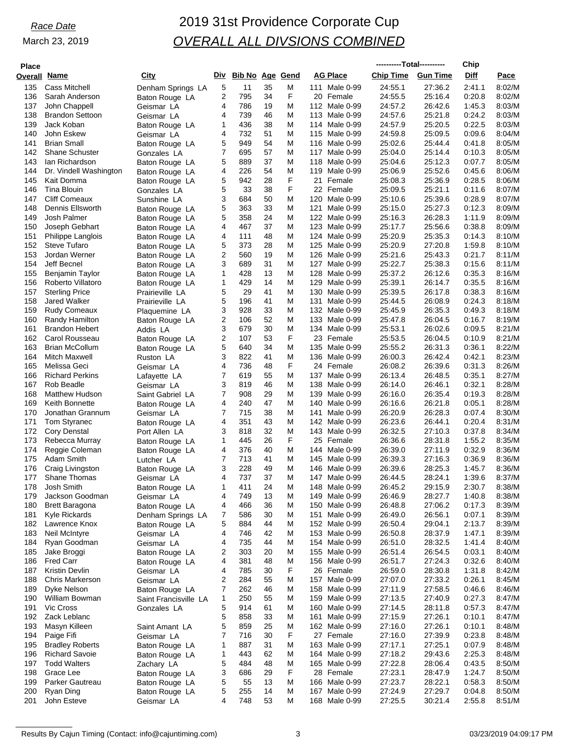*Race Date*

March 23, 2019

# 2019 31st Providence Corporate Cup

## *OVERALL ALL DIVSIONS COMBINED*

| Place Overall | Name | City | Div | Bib No | Age | Gend | AG Place | Chip Time | Gun Time | Chip Diff | Pace |
|---|---|---|---|---|---|---|---|---|---|---|---|
| | | | | | | | | ----------Total---------- | | | |
| 135 | Cass Mitchell | Denham Springs LA | 5 | 11 | 35 | M | 111 Male 0-99 | 24:55.1 | 27:36.2 | 2:41.1 | 8:02/M |
| 136 | Sarah Anderson | Baton Rouge LA | 2 | 795 | 34 | F | 20 Female | 24:55.5 | 25:16.4 | 0:20.8 | 8:02/M |
| 137 | John Chappell | Geismar LA | 4 | 786 | 19 | M | 112 Male 0-99 | 24:57.2 | 26:42.6 | 1:45.3 | 8:03/M |
| 138 | Brandon Settoon | Geismar LA | 4 | 739 | 46 | M | 113 Male 0-99 | 24:57.6 | 25:21.8 | 0:24.2 | 8:03/M |
| 139 | Jack Koban | Baton Rouge LA | 1 | 436 | 38 | M | 114 Male 0-99 | 24:57.9 | 25:20.5 | 0:22.5 | 8:03/M |
| 140 | John Eskew | Geismar LA | 4 | 732 | 51 | M | 115 Male 0-99 | 24:59.8 | 25:09.5 | 0:09.6 | 8:04/M |
| 141 | Brian Small | Baton Rouge LA | 5 | 949 | 54 | M | 116 Male 0-99 | 25:02.6 | 25:44.4 | 0:41.8 | 8:05/M |
| 142 | Shane Schuster | Gonzales LA | 7 | 695 | 57 | M | 117 Male 0-99 | 25:04.0 | 25:14.4 | 0:10.3 | 8:05/M |
| 143 | Ian Richardson | Baton Rouge LA | 5 | 889 | 37 | M | 118 Male 0-99 | 25:04.6 | 25:12.3 | 0:07.7 | 8:05/M |
| 144 | Dr. Vindell Washington | Baton Rouge LA | 4 | 226 | 54 | M | 119 Male 0-99 | 25:06.9 | 25:52.6 | 0:45.6 | 8:06/M |
| 145 | Kait Domma | Baton Rouge LA | 5 | 942 | 28 | F | 21 Female | 25:08.3 | 25:36.9 | 0:28.5 | 8:06/M |
| 146 | Tina Blouin | Gonzales LA | 5 | 33 | 38 | F | 22 Female | 25:09.5 | 25:21.1 | 0:11.6 | 8:07/M |
| 147 | Cliff Comeaux | Sunshine LA | 3 | 684 | 50 | M | 120 Male 0-99 | 25:10.6 | 25:39.6 | 0:28.9 | 8:07/M |
| 148 | Dennis Ellsworth | Baton Rouge LA | 5 | 363 | 33 | M | 121 Male 0-99 | 25:15.0 | 25:27.3 | 0:12.3 | 8:09/M |
| 149 | Josh Palmer | Baton Rouge LA | 5 | 358 | 24 | M | 122 Male 0-99 | 25:16.3 | 26:28.3 | 1:11.9 | 8:09/M |
| 150 | Joseph Gebhart | Baton Rouge LA | 4 | 467 | 37 | M | 123 Male 0-99 | 25:17.7 | 25:56.6 | 0:38.8 | 8:09/M |
| 151 | Philippe Langlois | Baton Rouge LA | 4 | 111 | 48 | M | 124 Male 0-99 | 25:20.9 | 25:35.3 | 0:14.3 | 8:10/M |
| 152 | Steve Tufaro | Baton Rouge LA | 5 | 373 | 28 | M | 125 Male 0-99 | 25:20.9 | 27:20.8 | 1:59.8 | 8:10/M |
| 153 | Jordan Werner | Baton Rouge LA | 2 | 560 | 19 | M | 126 Male 0-99 | 25:21.6 | 25:43.3 | 0:21.7 | 8:11/M |
| 154 | Jeff Becnel | Baton Rouge LA | 3 | 689 | 31 | M | 127 Male 0-99 | 25:22.7 | 25:38.3 | 0:15.6 | 8:11/M |
| 155 | Benjamin Taylor | Baton Rouge LA | 1 | 428 | 13 | M | 128 Male 0-99 | 25:37.2 | 26:12.6 | 0:35.3 | 8:16/M |
| 156 | Roberto Villatoro | Baton Rouge LA | 1 | 429 | 14 | M | 129 Male 0-99 | 25:39.1 | 26:14.7 | 0:35.5 | 8:16/M |
| 157 | Sterling Price | Prairieville LA | 5 | 29 | 41 | M | 130 Male 0-99 | 25:39.5 | 26:17.8 | 0:38.3 | 8:16/M |
| 158 | Jared Walker | Prairieville LA | 5 | 196 | 41 | M | 131 Male 0-99 | 25:44.5 | 26:08.9 | 0:24.3 | 8:18/M |
| 159 | Rudy Comeaux | Plaquemine LA | 3 | 928 | 33 | M | 132 Male 0-99 | 25:45.9 | 26:35.3 | 0:49.3 | 8:18/M |
| 160 | Randy Hamilton | Baton Rouge LA | 2 | 106 | 52 | M | 133 Male 0-99 | 25:47.8 | 26:04.5 | 0:16.7 | 8:19/M |
| 161 | Brandon Hebert | Addis LA | 3 | 679 | 30 | M | 134 Male 0-99 | 25:53.1 | 26:02.6 | 0:09.5 | 8:21/M |
| 162 | Carol Rousseau | Baton Rouge LA | 2 | 107 | 53 | F | 23 Female | 25:53.5 | 26:04.5 | 0:10.9 | 8:21/M |
| 163 | Brian McCollum | Baton Rouge LA | 5 | 640 | 34 | M | 135 Male 0-99 | 25:55.2 | 26:31.3 | 0:36.1 | 8:22/M |
| 164 | Mitch Maxwell | Ruston LA | 3 | 822 | 41 | M | 136 Male 0-99 | 26:00.3 | 26:42.4 | 0:42.1 | 8:23/M |
| 165 | Melissa Geci | Geismar LA | 4 | 736 | 48 | F | 24 Female | 26:08.2 | 26:39.6 | 0:31.3 | 8:26/M |
| 166 | Richard Perkins | Lafayette LA | 7 | 619 | 55 | M | 137 Male 0-99 | 26:13.4 | 26:48.5 | 0:35.1 | 8:27/M |
| 167 | Rob Beadle | Geismar LA | 3 | 819 | 46 | M | 138 Male 0-99 | 26:14.0 | 26:46.1 | 0:32.1 | 8:28/M |
| 168 | Matthew Hudson | Saint Gabriel LA | 7 | 908 | 29 | M | 139 Male 0-99 | 26:16.0 | 26:35.4 | 0:19.3 | 8:28/M |
| 169 | Keith Bonnette | Baton Rouge LA | 4 | 240 | 47 | M | 140 Male 0-99 | 26:16.6 | 26:21.8 | 0:05.1 | 8:28/M |
| 170 | Jonathan Grannum | Geismar LA | 7 | 715 | 38 | M | 141 Male 0-99 | 26:20.9 | 26:28.3 | 0:07.4 | 8:30/M |
| 171 | Tom Styranec | Baton Rouge LA | 4 | 351 | 43 | M | 142 Male 0-99 | 26:23.6 | 26:44.1 | 0:20.4 | 8:31/M |
| 172 | Cory Denstal | Port Allen LA | 3 | 818 | 32 | M | 143 Male 0-99 | 26:32.5 | 27:10.3 | 0:37.8 | 8:34/M |
| 173 | Rebecca Murray | Baton Rouge LA | 1 | 445 | 26 | F | 25 Female | 26:36.6 | 28:31.8 | 1:55.2 | 8:35/M |
| 174 | Reggie Coleman | Baton Rouge LA | 4 | 376 | 40 | M | 144 Male 0-99 | 26:39.0 | 27:11.9 | 0:32.9 | 8:36/M |
| 175 | Adam Smith | Lutcher LA | 7 | 713 | 41 | M | 145 Male 0-99 | 26:39.3 | 27:16.3 | 0:36.9 | 8:36/M |
| 176 | Craig Livingston | Baton Rouge LA | 3 | 228 | 49 | M | 146 Male 0-99 | 26:39.6 | 28:25.3 | 1:45.7 | 8:36/M |
| 177 | Shane Thomas | Geismar LA | 4 | 737 | 37 | M | 147 Male 0-99 | 26:44.5 | 28:24.1 | 1:39.6 | 8:37/M |
| 178 | Josh Smith | Baton Rouge LA | 1 | 411 | 24 | M | 148 Male 0-99 | 26:45.2 | 29:15.9 | 2:30.7 | 8:38/M |
| 179 | Jackson Goodman | Geismar LA | 4 | 749 | 13 | M | 149 Male 0-99 | 26:46.9 | 28:27.7 | 1:40.8 | 8:38/M |
| 180 | Brett Baragona | Baton Rouge LA | 4 | 466 | 36 | M | 150 Male 0-99 | 26:48.8 | 27:06.2 | 0:17.3 | 8:39/M |
| 181 | Kyle Rickards | Denham Springs LA | 7 | 586 | 30 | M | 151 Male 0-99 | 26:49.0 | 26:56.1 | 0:07.1 | 8:39/M |
| 182 | Lawrence Knox | Baton Rouge LA | 5 | 884 | 44 | M | 152 Male 0-99 | 26:50.4 | 29:04.1 | 2:13.7 | 8:39/M |
| 183 | Neil McIntyre | Geismar LA | 4 | 746 | 42 | M | 153 Male 0-99 | 26:50.8 | 28:37.9 | 1:47.1 | 8:39/M |
| 184 | Ryan Goodman | Geismar LA | 4 | 735 | 44 | M | 154 Male 0-99 | 26:51.0 | 28:32.5 | 1:41.4 | 8:40/M |
| 185 | Jake Broggi | Baton Rouge LA | 2 | 303 | 20 | M | 155 Male 0-99 | 26:51.4 | 26:54.5 | 0:03.1 | 8:40/M |
| 186 | Fred Carr | Baton Rouge LA | 4 | 381 | 48 | M | 156 Male 0-99 | 26:51.7 | 27:24.3 | 0:32.6 | 8:40/M |
| 187 | Kristin Devlin | Geismar LA | 4 | 785 | 30 | F | 26 Female | 26:59.0 | 28:30.8 | 1:31.8 | 8:42/M |
| 188 | Chris Markerson | Geismar LA | 2 | 284 | 55 | M | 157 Male 0-99 | 27:07.0 | 27:33.2 | 0:26.1 | 8:45/M |
| 189 | Dyke Nelson | Baton Rouge LA | 7 | 262 | 46 | M | 158 Male 0-99 | 27:11.9 | 27:58.5 | 0:46.6 | 8:46/M |
| 190 | William Bowman | Saint Francisville LA | 1 | 250 | 55 | M | 159 Male 0-99 | 27:13.5 | 27:40.9 | 0:27.3 | 8:47/M |
| 191 | Vic Cross | Gonzales LA | 5 | 914 | 61 | M | 160 Male 0-99 | 27:14.5 | 28:11.8 | 0:57.3 | 8:47/M |
| 192 | Zack Leblanc | | 5 | 858 | 33 | M | 161 Male 0-99 | 27:15.9 | 27:26.1 | 0:10.1 | 8:47/M |
| 193 | Masyn Killeen | Saint Amant LA | 5 | 859 | 25 | M | 162 Male 0-99 | 27:16.0 | 27:26.1 | 0:10.1 | 8:48/M |
| 194 | Paige Fifi | Geismar LA | 7 | 716 | 30 | F | 27 Female | 27:16.0 | 27:39.9 | 0:23.8 | 8:48/M |
| 195 | Bradley Roberts | Baton Rouge LA | 1 | 887 | 31 | M | 163 Male 0-99 | 27:17.1 | 27:25.1 | 0:07.9 | 8:48/M |
| 196 | Richard Savoie | Baton Rouge LA | 1 | 443 | 62 | M | 164 Male 0-99 | 27:18.2 | 29:43.6 | 2:25.3 | 8:48/M |
| 197 | Todd Walters | Zachary LA | 5 | 484 | 48 | M | 165 Male 0-99 | 27:22.8 | 28:06.4 | 0:43.5 | 8:50/M |
| 198 | Grace Lee | Baton Rouge LA | 3 | 686 | 29 | F | 28 Female | 27:23.1 | 28:47.9 | 1:24.7 | 8:50/M |
| 199 | Parker Gautreau | Baton Rouge LA | 5 | 55 | 13 | M | 166 Male 0-99 | 27:23.7 | 28:22.1 | 0:58.3 | 8:50/M |
| 200 | Ryan Ding | Baton Rouge LA | 5 | 255 | 14 | M | 167 Male 0-99 | 27:24.9 | 27:29.7 | 0:04.8 | 8:50/M |
| 201 | John Esteve | Geismar LA | 4 | 748 | 53 | M | 168 Male 0-99 | 27:25.5 | 30:21.4 | 2:55.8 | 8:51/M |

Results By Cajun Timing (Contact: info@cajuntiming.com) 03/23/2019 04:09:17 PM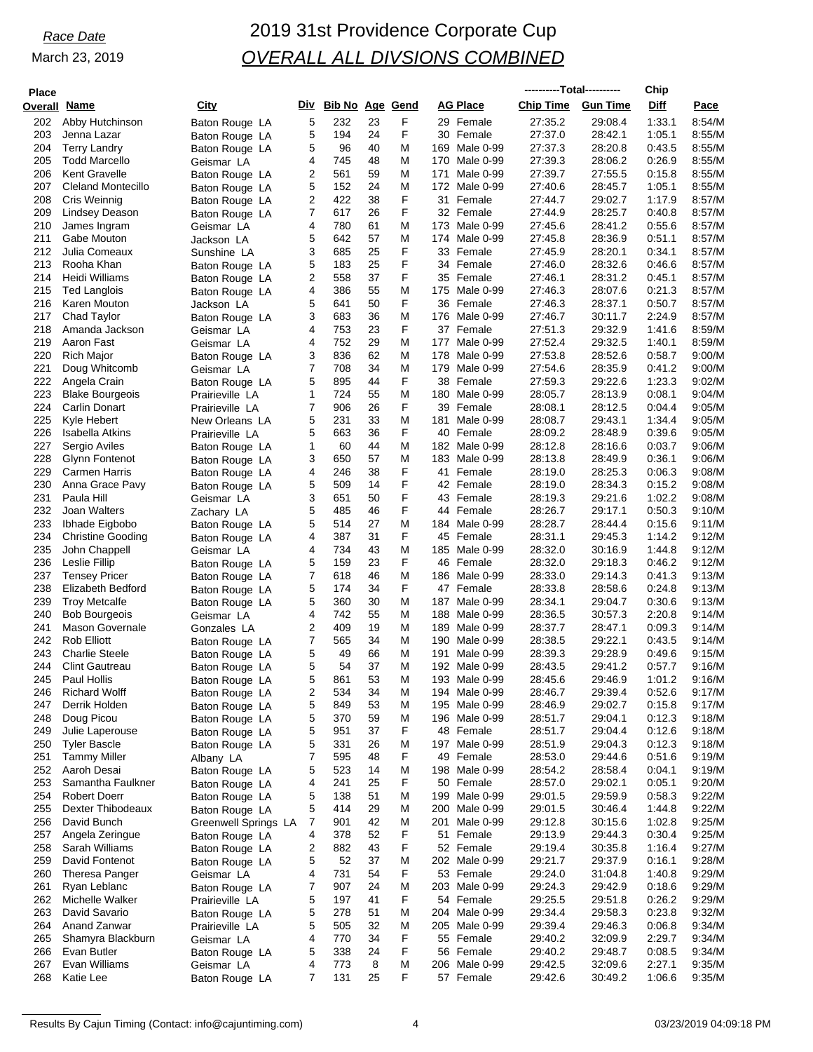*Race Date*

March 23, 2019

# 2019 31st Providence Corporate Cup

## *OVERALL ALL DIVSIONS COMBINED*

| Place Overall | Name | City | Div | Bib No | Age | Gend | AG Place | | Chip Time | Gun Time | Chip Diff | Pace |
|---|---|---|---|---|---|---|---|---|---|---|---|---|
| 202 | Abby Hutchinson | Baton Rouge LA | 5 | 232 | 23 | F | 29 | Female | 27:35.2 | 29:08.4 | 1:33.1 | 8:54/M |
| 203 | Jenna Lazar | Baton Rouge LA | 5 | 194 | 24 | F | 30 | Female | 27:37.0 | 28:42.1 | 1:05.1 | 8:55/M |
| 204 | Terry Landry | Baton Rouge LA | 5 | 96 | 40 | M | 169 | Male 0-99 | 27:37.3 | 28:20.8 | 0:43.5 | 8:55/M |
| 205 | Todd Marcello | Geismar LA | 4 | 745 | 48 | M | 170 | Male 0-99 | 27:39.3 | 28:06.2 | 0:26.9 | 8:55/M |
| 206 | Kent Gravelle | Baton Rouge LA | 2 | 561 | 59 | M | 171 | Male 0-99 | 27:39.7 | 27:55.5 | 0:15.8 | 8:55/M |
| 207 | Cleland Montecillo | Baton Rouge LA | 5 | 152 | 24 | M | 172 | Male 0-99 | 27:40.6 | 28:45.7 | 1:05.1 | 8:55/M |
| 208 | Cris Weinnig | Baton Rouge LA | 2 | 422 | 38 | F | 31 | Female | 27:44.7 | 29:02.7 | 1:17.9 | 8:57/M |
| 209 | Lindsey Deason | Baton Rouge LA | 7 | 617 | 26 | F | 32 | Female | 27:44.9 | 28:25.7 | 0:40.8 | 8:57/M |
| 210 | James Ingram | Geismar LA | 4 | 780 | 61 | M | 173 | Male 0-99 | 27:45.6 | 28:41.2 | 0:55.6 | 8:57/M |
| 211 | Gabe Mouton | Jackson LA | 5 | 642 | 57 | M | 174 | Male 0-99 | 27:45.8 | 28:36.9 | 0:51.1 | 8:57/M |
| 212 | Julia Comeaux | Sunshine LA | 3 | 685 | 25 | F | 33 | Female | 27:45.9 | 28:20.1 | 0:34.1 | 8:57/M |
| 213 | Rooha Khan | Baton Rouge LA | 5 | 183 | 25 | F | 34 | Female | 27:46.0 | 28:32.6 | 0:46.6 | 8:57/M |
| 214 | Heidi Williams | Baton Rouge LA | 2 | 558 | 37 | F | 35 | Female | 27:46.1 | 28:31.2 | 0:45.1 | 8:57/M |
| 215 | Ted Langlois | Baton Rouge LA | 4 | 386 | 55 | M | 175 | Male 0-99 | 27:46.3 | 28:07.6 | 0:21.3 | 8:57/M |
| 216 | Karen Mouton | Jackson LA | 5 | 641 | 50 | F | 36 | Female | 27:46.3 | 28:37.1 | 0:50.7 | 8:57/M |
| 217 | Chad Taylor | Baton Rouge LA | 3 | 683 | 36 | M | 176 | Male 0-99 | 27:46.7 | 30:11.7 | 2:24.9 | 8:57/M |
| 218 | Amanda Jackson | Geismar LA | 4 | 753 | 23 | F | 37 | Female | 27:51.3 | 29:32.9 | 1:41.6 | 8:59/M |
| 219 | Aaron Fast | Geismar LA | 4 | 752 | 29 | M | 177 | Male 0-99 | 27:52.4 | 29:32.5 | 1:40.1 | 8:59/M |
| 220 | Rich Major | Baton Rouge LA | 3 | 836 | 62 | M | 178 | Male 0-99 | 27:53.8 | 28:52.6 | 0:58.7 | 9:00/M |
| 221 | Doug Whitcomb | Geismar LA | 7 | 708 | 34 | M | 179 | Male 0-99 | 27:54.6 | 28:35.9 | 0:41.2 | 9:00/M |
| 222 | Angela Crain | Baton Rouge LA | 5 | 895 | 44 | F | 38 | Female | 27:59.3 | 29:22.6 | 1:23.3 | 9:02/M |
| 223 | Blake Bourgeois | Prairieville LA | 1 | 724 | 55 | M | 180 | Male 0-99 | 28:05.7 | 28:13.9 | 0:08.1 | 9:04/M |
| 224 | Carlin Donart | Prairieville LA | 7 | 906 | 26 | F | 39 | Female | 28:08.1 | 28:12.5 | 0:04.4 | 9:05/M |
| 225 | Kyle Hebert | New Orleans LA | 5 | 231 | 33 | M | 181 | Male 0-99 | 28:08.7 | 29:43.1 | 1:34.4 | 9:05/M |
| 226 | Isabella Atkins | Prairieville LA | 5 | 663 | 36 | F | 40 | Female | 28:09.2 | 28:48.9 | 0:39.6 | 9:05/M |
| 227 | Sergio Aviles | Baton Rouge LA | 1 | 60 | 44 | M | 182 | Male 0-99 | 28:12.8 | 28:16.6 | 0:03.7 | 9:06/M |
| 228 | Glynn Fontenot | Baton Rouge LA | 3 | 650 | 57 | M | 183 | Male 0-99 | 28:13.8 | 28:49.9 | 0:36.1 | 9:06/M |
| 229 | Carmen Harris | Baton Rouge LA | 4 | 246 | 38 | F | 41 | Female | 28:19.0 | 28:25.3 | 0:06.3 | 9:08/M |
| 230 | Anna Grace Pavy | Baton Rouge LA | 5 | 509 | 14 | F | 42 | Female | 28:19.0 | 28:34.3 | 0:15.2 | 9:08/M |
| 231 | Paula Hill | Geismar LA | 3 | 651 | 50 | F | 43 | Female | 28:19.3 | 29:21.6 | 1:02.2 | 9:08/M |
| 232 | Joan Walters | Zachary LA | 5 | 485 | 46 | F | 44 | Female | 28:26.7 | 29:17.1 | 0:50.3 | 9:10/M |
| 233 | Ibhade Eigbobo | Baton Rouge LA | 5 | 514 | 27 | M | 184 | Male 0-99 | 28:28.7 | 28:44.4 | 0:15.6 | 9:11/M |
| 234 | Christine Gooding | Baton Rouge LA | 4 | 387 | 31 | F | 45 | Female | 28:31.1 | 29:45.3 | 1:14.2 | 9:12/M |
| 235 | John Chappell | Geismar LA | 4 | 734 | 43 | M | 185 | Male 0-99 | 28:32.0 | 30:16.9 | 1:44.8 | 9:12/M |
| 236 | Leslie Fillip | Baton Rouge LA | 5 | 159 | 23 | F | 46 | Female | 28:32.0 | 29:18.3 | 0:46.2 | 9:12/M |
| 237 | Tensey Pricer | Baton Rouge LA | 7 | 618 | 46 | M | 186 | Male 0-99 | 28:33.0 | 29:14.3 | 0:41.3 | 9:13/M |
| 238 | Elizabeth Bedford | Baton Rouge LA | 5 | 174 | 34 | F | 47 | Female | 28:33.8 | 28:58.6 | 0:24.8 | 9:13/M |
| 239 | Troy Metcalfe | Baton Rouge LA | 5 | 360 | 30 | M | 187 | Male 0-99 | 28:34.1 | 29:04.7 | 0:30.6 | 9:13/M |
| 240 | Bob Bourgeois | Geismar LA | 4 | 742 | 55 | M | 188 | Male 0-99 | 28:36.5 | 30:57.3 | 2:20.8 | 9:14/M |
| 241 | Mason Governale | Gonzales LA | 2 | 409 | 19 | M | 189 | Male 0-99 | 28:37.7 | 28:47.1 | 0:09.3 | 9:14/M |
| 242 | Rob Elliott | Baton Rouge LA | 7 | 565 | 34 | M | 190 | Male 0-99 | 28:38.5 | 29:22.1 | 0:43.5 | 9:14/M |
| 243 | Charlie Steele | Baton Rouge LA | 5 | 49 | 66 | M | 191 | Male 0-99 | 28:39.3 | 29:28.9 | 0:49.6 | 9:15/M |
| 244 | Clint Gautreau | Baton Rouge LA | 5 | 54 | 37 | M | 192 | Male 0-99 | 28:43.5 | 29:41.2 | 0:57.7 | 9:16/M |
| 245 | Paul Hollis | Baton Rouge LA | 5 | 861 | 53 | M | 193 | Male 0-99 | 28:45.6 | 29:46.9 | 1:01.2 | 9:16/M |
| 246 | Richard Wolff | Baton Rouge LA | 2 | 534 | 34 | M | 194 | Male 0-99 | 28:46.7 | 29:39.4 | 0:52.6 | 9:17/M |
| 247 | Derrik Holden | Baton Rouge LA | 5 | 849 | 53 | M | 195 | Male 0-99 | 28:46.9 | 29:02.7 | 0:15.8 | 9:17/M |
| 248 | Doug Picou | Baton Rouge LA | 5 | 370 | 59 | M | 196 | Male 0-99 | 28:51.7 | 29:04.1 | 0:12.3 | 9:18/M |
| 249 | Julie Laperouse | Baton Rouge LA | 5 | 951 | 37 | F | 48 | Female | 28:51.7 | 29:04.4 | 0:12.6 | 9:18/M |
| 250 | Tyler Bascle | Baton Rouge LA | 5 | 331 | 26 | M | 197 | Male 0-99 | 28:51.9 | 29:04.3 | 0:12.3 | 9:18/M |
| 251 | Tammy Miller | Albany LA | 7 | 595 | 48 | F | 49 | Female | 28:53.0 | 29:44.6 | 0:51.6 | 9:19/M |
| 252 | Aaroh Desai | Baton Rouge LA | 5 | 523 | 14 | M | 198 | Male 0-99 | 28:54.2 | 28:58.4 | 0:04.1 | 9:19/M |
| 253 | Samantha Faulkner | Baton Rouge LA | 4 | 241 | 25 | F | 50 | Female | 28:57.0 | 29:02.1 | 0:05.1 | 9:20/M |
| 254 | Robert Doerr | Baton Rouge LA | 5 | 138 | 51 | M | 199 | Male 0-99 | 29:01.5 | 29:59.9 | 0:58.3 | 9:22/M |
| 255 | Dexter Thibodeaux | Baton Rouge LA | 5 | 414 | 29 | M | 200 | Male 0-99 | 29:01.5 | 30:46.4 | 1:44.8 | 9:22/M |
| 256 | David Bunch | Greenwell Springs LA | 7 | 901 | 42 | M | 201 | Male 0-99 | 29:12.8 | 30:15.6 | 1:02.8 | 9:25/M |
| 257 | Angela Zeringue | Baton Rouge LA | 4 | 378 | 52 | F | 51 | Female | 29:13.9 | 29:44.3 | 0:30.4 | 9:25/M |
| 258 | Sarah Williams | Baton Rouge LA | 2 | 882 | 43 | F | 52 | Female | 29:19.4 | 30:35.8 | 1:16.4 | 9:27/M |
| 259 | David Fontenot | Baton Rouge LA | 5 | 52 | 37 | M | 202 | Male 0-99 | 29:21.7 | 29:37.9 | 0:16.1 | 9:28/M |
| 260 | Theresa Panger | Geismar LA | 4 | 731 | 54 | F | 53 | Female | 29:24.0 | 31:04.8 | 1:40.8 | 9:29/M |
| 261 | Ryan Leblanc | Baton Rouge LA | 7 | 907 | 24 | M | 203 | Male 0-99 | 29:24.3 | 29:42.9 | 0:18.6 | 9:29/M |
| 262 | Michelle Walker | Prairieville LA | 5 | 197 | 41 | F | 54 | Female | 29:25.5 | 29:51.8 | 0:26.2 | 9:29/M |
| 263 | David Savario | Baton Rouge LA | 5 | 278 | 51 | M | 204 | Male 0-99 | 29:34.4 | 29:58.3 | 0:23.8 | 9:32/M |
| 264 | Anand Zanwar | Prairieville LA | 5 | 505 | 32 | M | 205 | Male 0-99 | 29:39.4 | 29:46.3 | 0:06.8 | 9:34/M |
| 265 | Shamyra Blackburn | Geismar LA | 4 | 770 | 34 | F | 55 | Female | 29:40.2 | 32:09.9 | 2:29.7 | 9:34/M |
| 266 | Evan Butler | Baton Rouge LA | 5 | 338 | 24 | F | 56 | Female | 29:40.2 | 29:48.7 | 0:08.5 | 9:34/M |
| 267 | Evan Williams | Geismar LA | 4 | 773 | 8 | M | 206 | Male 0-99 | 29:42.5 | 32:09.6 | 2:27.1 | 9:35/M |
| 268 | Katie Lee | Baton Rouge LA | 7 | 131 | 25 | F | 57 | Female | 29:42.6 | 30:49.2 | 1:06.6 | 9:35/M |

Results By Cajun Timing (Contact: info@cajuntiming.com) 03/23/2019 04:09:18 PM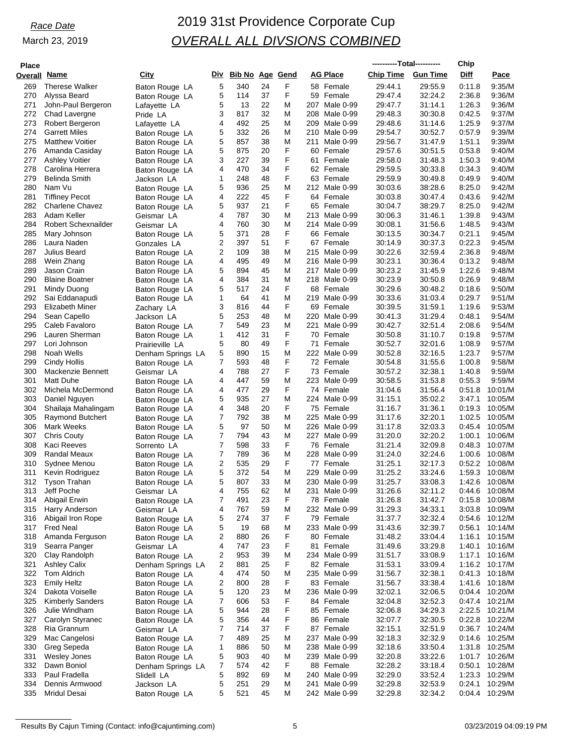*Race Date*

March 23, 2019

# 2019 31st Providence Corporate Cup

## *OVERALL ALL DIVSIONS COMBINED*

| Place Overall | Name | City | Div | Bib No | Age | Gend | AG Place | Chip Time | Gun Time | Chip Diff | Pace |
|---|---|---|---|---|---|---|---|---|---|---|---|
| 269 | Therese Walker | Baton Rouge LA | 5 | 340 | 24 | F | 58 Female | 29:44.1 | 29:55.9 | 0:11.8 | 9:35/M |
| 270 | Alyssa Beard | Baton Rouge LA | 5 | 114 | 37 | F | 59 Female | 29:47.4 | 32:24.2 | 2:36.8 | 9:36/M |
| 271 | John-Paul Bergeron | Lafayette LA | 5 | 13 | 22 | M | 207 Male 0-99 | 29:47.7 | 31:14.1 | 1:26.3 | 9:36/M |
| 272 | Chad Lavergne | Pride LA | 3 | 817 | 32 | M | 208 Male 0-99 | 29:48.3 | 30:30.8 | 0:42.5 | 9:37/M |
| 273 | Robert Bergeron | Lafayette LA | 4 | 492 | 25 | M | 209 Male 0-99 | 29:48.6 | 31:14.6 | 1:25.9 | 9:37/M |
| 274 | Garrett Miles | Baton Rouge LA | 5 | 332 | 26 | M | 210 Male 0-99 | 29:54.7 | 30:52.7 | 0:57.9 | 9:39/M |
| 275 | Matthew Voitier | Baton Rouge LA | 5 | 857 | 38 | M | 211 Male 0-99 | 29:56.7 | 31:47.9 | 1:51.1 | 9:39/M |
| 276 | Amanda Casiday | Baton Rouge LA | 5 | 875 | 20 | F | 60 Female | 29:57.6 | 30:51.5 | 0:53.8 | 9:40/M |
| 277 | Ashley Voitier | Baton Rouge LA | 3 | 227 | 39 | F | 61 Female | 29:58.0 | 31:48.3 | 1:50.3 | 9:40/M |
| 278 | Carolina Herrera | Baton Rouge LA | 4 | 470 | 34 | F | 62 Female | 29:59.5 | 30:33.8 | 0:34.3 | 9:40/M |
| 279 | Belinda Smith | Jackson LA | 1 | 248 | 48 | F | 63 Female | 29:59.9 | 30:49.8 | 0:49.9 | 9:40/M |
| 280 | Nam Vu | Baton Rouge LA | 5 | 936 | 25 | M | 212 Male 0-99 | 30:03.6 | 38:28.6 | 8:25.0 | 9:42/M |
| 281 | Tiffiney Pecot | Baton Rouge LA | 4 | 222 | 45 | F | 64 Female | 30:03.8 | 30:47.4 | 0:43.6 | 9:42/M |
| 282 | Charlene Chavez | Baton Rouge LA | 5 | 937 | 21 | F | 65 Female | 30:04.7 | 38:29.7 | 8:25.0 | 9:42/M |
| 283 | Adam Keller | Geismar LA | 4 | 787 | 30 | M | 213 Male 0-99 | 30:06.3 | 31:46.1 | 1:39.8 | 9:43/M |
| 284 | Robert Schexnailder | Geismar LA | 4 | 760 | 30 | M | 214 Male 0-99 | 30:08.1 | 31:56.6 | 1:48.5 | 9:43/M |
| 285 | Mary Johnson | Baton Rouge LA | 5 | 371 | 28 | F | 66 Female | 30:13.5 | 30:34.7 | 0:21.1 | 9:45/M |
| 286 | Laura Naden | Gonzales LA | 2 | 397 | 51 | F | 67 Female | 30:14.9 | 30:37.3 | 0:22.3 | 9:45/M |
| 287 | Julius Beard | Baton Rouge LA | 2 | 109 | 38 | M | 215 Male 0-99 | 30:22.6 | 32:59.4 | 2:36.8 | 9:48/M |
| 288 | Wein Zhang | Baton Rouge LA | 4 | 495 | 49 | M | 216 Male 0-99 | 30:23.1 | 30:36.4 | 0:13.2 | 9:48/M |
| 289 | Jason Crain | Baton Rouge LA | 5 | 894 | 45 | M | 217 Male 0-99 | 30:23.2 | 31:45.9 | 1:22.6 | 9:48/M |
| 290 | Blaine Boatner | Baton Rouge LA | 4 | 384 | 31 | M | 218 Male 0-99 | 30:23.9 | 30:50.8 | 0:26.9 | 9:48/M |
| 291 | Mindy Duong | Baton Rouge LA | 5 | 517 | 24 | F | 68 Female | 30:29.6 | 30:48.2 | 0:18.6 | 9:50/M |
| 292 | Sai Eddanapudi | Baton Rouge LA | 1 | 64 | 41 | M | 219 Male 0-99 | 30:33.6 | 31:03.4 | 0:29.7 | 9:51/M |
| 293 | Elizabeth Miner | Zachary LA | 3 | 816 | 44 | F | 69 Female | 30:39.5 | 31:59.1 | 1:19.6 | 9:53/M |
| 294 | Sean Capello | Jackson LA | 5 | 253 | 48 | M | 220 Male 0-99 | 30:41.3 | 31:29.4 | 0:48.1 | 9:54/M |
| 295 | Caleb Favaloro | Baton Rouge LA | 7 | 549 | 23 | M | 221 Male 0-99 | 30:42.7 | 32:51.4 | 2:08.6 | 9:54/M |
| 296 | Lauren Sherman | Baton Rouge LA | 1 | 412 | 31 | F | 70 Female | 30:50.8 | 31:10.7 | 0:19.8 | 9:57/M |
| 297 | Lori Johnson | Prairieville LA | 5 | 80 | 49 | F | 71 Female | 30:52.7 | 32:01.6 | 1:08.9 | 9:57/M |
| 298 | Noah Wells | Denham Springs LA | 5 | 890 | 15 | M | 222 Male 0-99 | 30:52.8 | 32:16.5 | 1:23.7 | 9:57/M |
| 299 | Cindy Hollis | Baton Rouge LA | 7 | 593 | 48 | F | 72 Female | 30:54.8 | 31:55.6 | 1:00.8 | 9:58/M |
| 300 | Mackenzie Bennett | Geismar LA | 4 | 788 | 27 | F | 73 Female | 30:57.2 | 32:38.1 | 1:40.8 | 9:59/M |
| 301 | Matt Duhe | Baton Rouge LA | 4 | 447 | 59 | M | 223 Male 0-99 | 30:58.5 | 31:53.8 | 0:55.3 | 9:59/M |
| 302 | Michela McDermond | Baton Rouge LA | 4 | 477 | 29 | F | 74 Female | 31:04.6 | 31:56.4 | 0:51.8 | 10:01/M |
| 303 | Daniel Nguyen | Baton Rouge LA | 5 | 935 | 27 | M | 224 Male 0-99 | 31:15.1 | 35:02.2 | 3:47.1 | 10:05/M |
| 304 | Shailaja Mahalingam | Baton Rouge LA | 4 | 348 | 20 | F | 75 Female | 31:16.7 | 31:36.1 | 0:19.3 | 10:05/M |
| 305 | Raymond Butchert | Baton Rouge LA | 7 | 792 | 38 | M | 225 Male 0-99 | 31:17.6 | 32:20.1 | 1:02.5 | 10:05/M |
| 306 | Mark Weeks | Baton Rouge LA | 5 | 97 | 50 | M | 226 Male 0-99 | 31:17.8 | 32:03.3 | 0:45.4 | 10:05/M |
| 307 | Chris Couty | Baton Rouge LA | 7 | 794 | 43 | M | 227 Male 0-99 | 31:20.0 | 32:20.2 | 1:00.1 | 10:06/M |
| 308 | Kaci Reeves | Sorrento LA | 7 | 598 | 33 | F | 76 Female | 31:21.4 | 32:09.8 | 0:48.3 | 10:07/M |
| 309 | Randal Meaux | Baton Rouge LA | 7 | 789 | 36 | M | 228 Male 0-99 | 31:24.0 | 32:24.6 | 1:00.6 | 10:08/M |
| 310 | Sydnee Menou | Baton Rouge LA | 2 | 535 | 29 | F | 77 Female | 31:25.1 | 32:17.3 | 0:52.2 | 10:08/M |
| 311 | Kevin Rodriguez | Baton Rouge LA | 5 | 372 | 54 | M | 229 Male 0-99 | 31:25.2 | 33:24.6 | 1:59.3 | 10:08/M |
| 312 | Tyson Trahan | Baton Rouge LA | 5 | 807 | 33 | M | 230 Male 0-99 | 31:25.7 | 33:08.3 | 1:42.6 | 10:08/M |
| 313 | Jeff Poche | Geismar LA | 4 | 755 | 62 | M | 231 Male 0-99 | 31:26.6 | 32:11.2 | 0:44.6 | 10:08/M |
| 314 | Abigail Erwin | Baton Rouge LA | 7 | 491 | 23 | F | 78 Female | 31:26.8 | 31:42.7 | 0:15.8 | 10:08/M |
| 315 | Harry Anderson | Geismar LA | 4 | 767 | 59 | M | 232 Male 0-99 | 31:29.3 | 34:33.1 | 3:03.8 | 10:09/M |
| 316 | Abigail Iron Rope | Baton Rouge LA | 5 | 274 | 37 | F | 79 Female | 31:37.7 | 32:32.4 | 0:54.6 | 10:12/M |
| 317 | Fred Neal | Baton Rouge LA | 5 | 19 | 68 | M | 233 Male 0-99 | 31:43.6 | 32:39.7 | 0:56.1 | 10:14/M |
| 318 | Amanda Ferguson | Baton Rouge LA | 2 | 880 | 26 | F | 80 Female | 31:48.2 | 33:04.4 | 1:16.1 | 10:15/M |
| 319 | Searra Panger | Geismar LA | 4 | 747 | 23 | F | 81 Female | 31:49.6 | 33:29.8 | 1:40.1 | 10:16/M |
| 320 | Clay Randolph | Baton Rouge LA | 2 | 953 | 39 | M | 234 Male 0-99 | 31:51.7 | 33:08.9 | 1:17.1 | 10:16/M |
| 321 | Ashley Calix | Denham Springs LA | 2 | 881 | 25 | F | 82 Female | 31:53.1 | 33:09.4 | 1:16.2 | 10:17/M |
| 322 | Tom Aldrich | Baton Rouge LA | 4 | 474 | 50 | M | 235 Male 0-99 | 31:56.7 | 32:38.1 | 0:41.3 | 10:18/M |
| 323 | Emily Heltz | Baton Rouge LA | 2 | 800 | 28 | F | 83 Female | 31:56.7 | 33:38.4 | 1:41.6 | 10:18/M |
| 324 | Dakota Voiselle | Baton Rouge LA | 5 | 120 | 23 | M | 236 Male 0-99 | 32:02.1 | 32:06.5 | 0:04.4 | 10:20/M |
| 325 | Kimberly Sanders | Baton Rouge LA | 7 | 606 | 53 | F | 84 Female | 32:04.8 | 32:52.3 | 0:47.4 | 10:21/M |
| 326 | Julie Windham | Baton Rouge LA | 5 | 944 | 28 | F | 85 Female | 32:06.8 | 34:29.3 | 2:22.5 | 10:21/M |
| 327 | Carolyn Styranec | Baton Rouge LA | 5 | 356 | 44 | F | 86 Female | 32:07.7 | 32:30.5 | 0:22.8 | 10:22/M |
| 328 | Ria Grannum | Geismar LA | 7 | 714 | 37 | F | 87 Female | 32:15.1 | 32:51.9 | 0:36.7 | 10:24/M |
| 329 | Mac Cangelosi | Baton Rouge LA | 7 | 489 | 25 | M | 237 Male 0-99 | 32:18.3 | 32:32.9 | 0:14.6 | 10:25/M |
| 330 | Greg Sepeda | Baton Rouge LA | 1 | 886 | 50 | M | 238 Male 0-99 | 32:18.6 | 33:50.4 | 1:31.8 | 10:25/M |
| 331 | Wesley Jones | Baton Rouge LA | 5 | 903 | 40 | M | 239 Male 0-99 | 32:20.8 | 33:22.6 | 1:01.7 | 10:26/M |
| 332 | Dawn Boniol | Denham Springs LA | 7 | 574 | 42 | F | 88 Female | 32:28.2 | 33:18.4 | 0:50.1 | 10:28/M |
| 333 | Paul Fradella | Slidell LA | 5 | 892 | 69 | M | 240 Male 0-99 | 32:29.0 | 33:52.4 | 1:23.3 | 10:29/M |
| 334 | Dennis Armwood | Jackson LA | 5 | 251 | 29 | M | 241 Male 0-99 | 32:29.8 | 32:53.9 | 0:24.1 | 10:29/M |
| 335 | Mridul Desai | Baton Rouge LA | 5 | 521 | 45 | M | 242 Male 0-99 | 32:29.8 | 32:34.2 | 0:04.4 | 10:29/M |

Results By Cajun Timing (Contact: info@cajuntiming.com) 03/23/2019 04:09:19 PM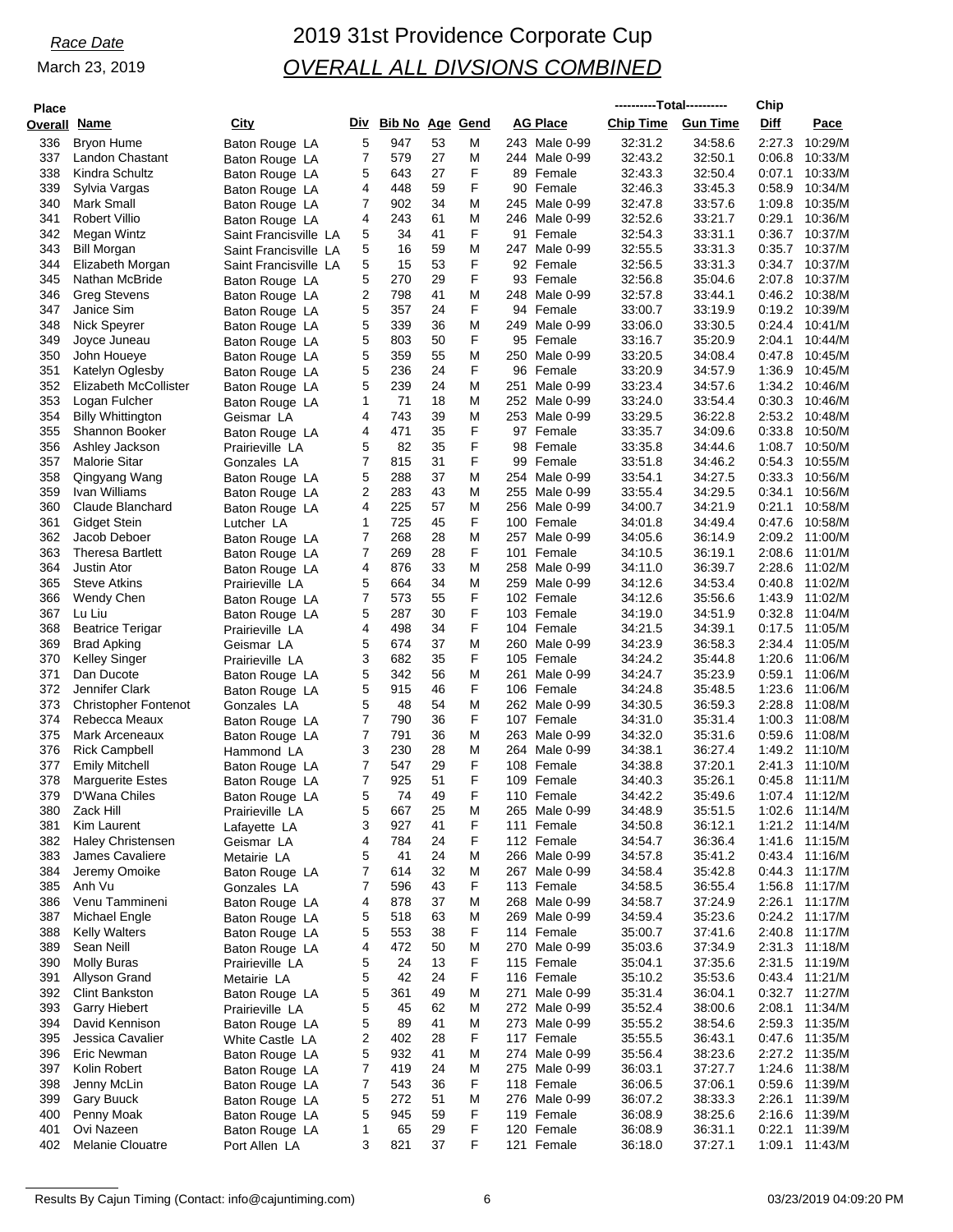*Race Date*

March 23, 2019

# 2019 31st Providence Corporate Cup

## *OVERALL ALL DIVSIONS COMBINED*

| Place Overall | Name | City | Div | Bib No | Age | Gend | AG Place | ----------Total---------- Chip Time | Gun Time | Chip Diff | Pace |
|---|---|---|---|---|---|---|---|---|---|---|---|
| 336 | Bryon Hume | Baton Rouge LA | 5 | 947 | 53 | M | 243 Male 0-99 | 32:31.2 | 34:58.6 | 2:27.3 | 10:29/M |
| 337 | Landon Chastant | Baton Rouge LA | 7 | 579 | 27 | M | 244 Male 0-99 | 32:43.2 | 32:50.1 | 0:06.8 | 10:33/M |
| 338 | Kindra Schultz | Baton Rouge LA | 5 | 643 | 27 | F | 89 Female | 32:43.3 | 32:50.4 | 0:07.1 | 10:33/M |
| 339 | Sylvia Vargas | Baton Rouge LA | 4 | 448 | 59 | F | 90 Female | 32:46.3 | 33:45.3 | 0:58.9 | 10:34/M |
| 340 | Mark Small | Baton Rouge LA | 7 | 902 | 34 | M | 245 Male 0-99 | 32:47.8 | 33:57.6 | 1:09.8 | 10:35/M |
| 341 | Robert Villio | Baton Rouge LA | 4 | 243 | 61 | M | 246 Male 0-99 | 32:52.6 | 33:21.7 | 0:29.1 | 10:36/M |
| 342 | Megan Wintz | Saint Francisville LA | 5 | 34 | 41 | F | 91 Female | 32:54.3 | 33:31.1 | 0:36.7 | 10:37/M |
| 343 | Bill Morgan | Saint Francisville LA | 5 | 16 | 59 | M | 247 Male 0-99 | 32:55.5 | 33:31.3 | 0:35.7 | 10:37/M |
| 344 | Elizabeth Morgan | Saint Francisville LA | 5 | 15 | 53 | F | 92 Female | 32:56.5 | 33:31.3 | 0:34.7 | 10:37/M |
| 345 | Nathan McBride | Baton Rouge LA | 5 | 270 | 29 | F | 93 Female | 32:56.8 | 35:04.6 | 2:07.8 | 10:37/M |
| 346 | Greg Stevens | Baton Rouge LA | 2 | 798 | 41 | M | 248 Male 0-99 | 32:57.8 | 33:44.1 | 0:46.2 | 10:38/M |
| 347 | Janice Sim | Baton Rouge LA | 5 | 357 | 24 | F | 94 Female | 33:00.7 | 33:19.9 | 0:19.2 | 10:39/M |
| 348 | Nick Speyrer | Baton Rouge LA | 5 | 339 | 36 | M | 249 Male 0-99 | 33:06.0 | 33:30.5 | 0:24.4 | 10:41/M |
| 349 | Joyce Juneau | Baton Rouge LA | 5 | 803 | 50 | F | 95 Female | 33:16.7 | 35:20.9 | 2:04.1 | 10:44/M |
| 350 | John Houeye | Baton Rouge LA | 5 | 359 | 55 | M | 250 Male 0-99 | 33:20.5 | 34:08.4 | 0:47.8 | 10:45/M |
| 351 | Katelyn Oglesby | Baton Rouge LA | 5 | 236 | 24 | F | 96 Female | 33:20.9 | 34:57.9 | 1:36.9 | 10:45/M |
| 352 | Elizabeth McCollister | Baton Rouge LA | 5 | 239 | 24 | M | 251 Male 0-99 | 33:23.4 | 34:57.6 | 1:34.2 | 10:46/M |
| 353 | Logan Fulcher | Baton Rouge LA | 1 | 71 | 18 | M | 252 Male 0-99 | 33:24.0 | 33:54.4 | 0:30.3 | 10:46/M |
| 354 | Billy Whittington | Geismar LA | 4 | 743 | 39 | M | 253 Male 0-99 | 33:29.5 | 36:22.8 | 2:53.2 | 10:48/M |
| 355 | Shannon Booker | Baton Rouge LA | 4 | 471 | 35 | F | 97 Female | 33:35.7 | 34:09.6 | 0:33.8 | 10:50/M |
| 356 | Ashley Jackson | Prairieville LA | 5 | 82 | 35 | F | 98 Female | 33:35.8 | 34:44.6 | 1:08.7 | 10:50/M |
| 357 | Malorie Sitar | Gonzales LA | 7 | 815 | 31 | F | 99 Female | 33:51.8 | 34:46.2 | 0:54.3 | 10:55/M |
| 358 | Qingyang Wang | Baton Rouge LA | 5 | 288 | 37 | M | 254 Male 0-99 | 33:54.1 | 34:27.5 | 0:33.3 | 10:56/M |
| 359 | Ivan Williams | Baton Rouge LA | 2 | 283 | 43 | M | 255 Male 0-99 | 33:55.4 | 34:29.5 | 0:34.1 | 10:56/M |
| 360 | Claude Blanchard | Baton Rouge LA | 4 | 225 | 57 | M | 256 Male 0-99 | 34:00.7 | 34:21.9 | 0:21.1 | 10:58/M |
| 361 | Gidget Stein | Lutcher LA | 1 | 725 | 45 | F | 100 Female | 34:01.8 | 34:49.4 | 0:47.6 | 10:58/M |
| 362 | Jacob Deboer | Baton Rouge LA | 7 | 268 | 28 | M | 257 Male 0-99 | 34:05.6 | 36:14.9 | 2:09.2 | 11:00/M |
| 363 | Theresa Bartlett | Baton Rouge LA | 7 | 269 | 28 | F | 101 Female | 34:10.5 | 36:19.1 | 2:08.6 | 11:01/M |
| 364 | Justin Ator | Baton Rouge LA | 4 | 876 | 33 | M | 258 Male 0-99 | 34:11.0 | 36:39.7 | 2:28.6 | 11:02/M |
| 365 | Steve Atkins | Prairieville LA | 5 | 664 | 34 | M | 259 Male 0-99 | 34:12.6 | 34:53.4 | 0:40.8 | 11:02/M |
| 366 | Wendy Chen | Baton Rouge LA | 7 | 573 | 55 | F | 102 Female | 34:12.6 | 35:56.6 | 1:43.9 | 11:02/M |
| 367 | Lu Liu | Baton Rouge LA | 5 | 287 | 30 | F | 103 Female | 34:19.0 | 34:51.9 | 0:32.8 | 11:04/M |
| 368 | Beatrice Terigar | Prairieville LA | 4 | 498 | 34 | F | 104 Female | 34:21.5 | 34:39.1 | 0:17.5 | 11:05/M |
| 369 | Brad Apking | Geismar LA | 5 | 674 | 37 | M | 260 Male 0-99 | 34:23.9 | 36:58.3 | 2:34.4 | 11:05/M |
| 370 | Kelley Singer | Prairieville LA | 3 | 682 | 35 | F | 105 Female | 34:24.2 | 35:44.8 | 1:20.6 | 11:06/M |
| 371 | Dan Ducote | Baton Rouge LA | 5 | 342 | 56 | M | 261 Male 0-99 | 34:24.7 | 35:23.9 | 0:59.1 | 11:06/M |
| 372 | Jennifer Clark | Baton Rouge LA | 5 | 915 | 46 | F | 106 Female | 34:24.8 | 35:48.5 | 1:23.6 | 11:06/M |
| 373 | Christopher Fontenot | Gonzales LA | 5 | 48 | 54 | M | 262 Male 0-99 | 34:30.5 | 36:59.3 | 2:28.8 | 11:08/M |
| 374 | Rebecca Meaux | Baton Rouge LA | 7 | 790 | 36 | F | 107 Female | 34:31.0 | 35:31.4 | 1:00.3 | 11:08/M |
| 375 | Mark Arceneaux | Baton Rouge LA | 7 | 791 | 36 | M | 263 Male 0-99 | 34:32.0 | 35:31.6 | 0:59.6 | 11:08/M |
| 376 | Rick Campbell | Hammond LA | 3 | 230 | 28 | M | 264 Male 0-99 | 34:38.1 | 36:27.4 | 1:49.2 | 11:10/M |
| 377 | Emily Mitchell | Baton Rouge LA | 7 | 547 | 29 | F | 108 Female | 34:38.8 | 37:20.1 | 2:41.3 | 11:10/M |
| 378 | Marguerite Estes | Baton Rouge LA | 7 | 925 | 51 | F | 109 Female | 34:40.3 | 35:26.1 | 0:45.8 | 11:11/M |
| 379 | D'Wana Chiles | Baton Rouge LA | 5 | 74 | 49 | F | 110 Female | 34:42.2 | 35:49.6 | 1:07.4 | 11:12/M |
| 380 | Zack Hill | Prairieville LA | 5 | 667 | 25 | M | 265 Male 0-99 | 34:48.9 | 35:51.5 | 1:02.6 | 11:14/M |
| 381 | Kim Laurent | Lafayette LA | 3 | 927 | 41 | F | 111 Female | 34:50.8 | 36:12.1 | 1:21.2 | 11:14/M |
| 382 | Haley Christensen | Geismar LA | 4 | 784 | 24 | F | 112 Female | 34:54.7 | 36:36.4 | 1:41.6 | 11:15/M |
| 383 | James Cavaliere | Metairie LA | 5 | 41 | 24 | M | 266 Male 0-99 | 34:57.8 | 35:41.2 | 0:43.4 | 11:16/M |
| 384 | Jeremy Omoike | Baton Rouge LA | 7 | 614 | 32 | M | 267 Male 0-99 | 34:58.4 | 35:42.8 | 0:44.3 | 11:17/M |
| 385 | Anh Vu | Gonzales LA | 7 | 596 | 43 | F | 113 Female | 34:58.5 | 36:55.4 | 1:56.8 | 11:17/M |
| 386 | Venu Tammineni | Baton Rouge LA | 4 | 878 | 37 | M | 268 Male 0-99 | 34:58.7 | 37:24.9 | 2:26.1 | 11:17/M |
| 387 | Michael Engle | Baton Rouge LA | 5 | 518 | 63 | M | 269 Male 0-99 | 34:59.4 | 35:23.6 | 0:24.2 | 11:17/M |
| 388 | Kelly Walters | Baton Rouge LA | 5 | 553 | 38 | F | 114 Female | 35:00.7 | 37:41.6 | 2:40.8 | 11:17/M |
| 389 | Sean Neill | Baton Rouge LA | 4 | 472 | 50 | M | 270 Male 0-99 | 35:03.6 | 37:34.9 | 2:31.3 | 11:18/M |
| 390 | Molly Buras | Prairieville LA | 5 | 24 | 13 | F | 115 Female | 35:04.1 | 37:35.6 | 2:31.5 | 11:19/M |
| 391 | Allyson Grand | Metairie LA | 5 | 42 | 24 | F | 116 Female | 35:10.2 | 35:53.6 | 0:43.4 | 11:21/M |
| 392 | Clint Bankston | Baton Rouge LA | 5 | 361 | 49 | M | 271 Male 0-99 | 35:31.4 | 36:04.1 | 0:32.7 | 11:27/M |
| 393 | Garry Hiebert | Prairieville LA | 5 | 45 | 62 | M | 272 Male 0-99 | 35:52.4 | 38:00.6 | 2:08.1 | 11:34/M |
| 394 | David Kennison | Baton Rouge LA | 5 | 89 | 41 | M | 273 Male 0-99 | 35:55.2 | 38:54.6 | 2:59.3 | 11:35/M |
| 395 | Jessica Cavalier | White Castle LA | 2 | 402 | 28 | F | 117 Female | 35:55.5 | 36:43.1 | 0:47.6 | 11:35/M |
| 396 | Eric Newman | Baton Rouge LA | 5 | 932 | 41 | M | 274 Male 0-99 | 35:56.4 | 38:23.6 | 2:27.2 | 11:35/M |
| 397 | Kolin Robert | Baton Rouge LA | 7 | 419 | 24 | M | 275 Male 0-99 | 36:03.1 | 37:27.7 | 1:24.6 | 11:38/M |
| 398 | Jenny McLin | Baton Rouge LA | 7 | 543 | 36 | F | 118 Female | 36:06.5 | 37:06.1 | 0:59.6 | 11:39/M |
| 399 | Gary Buuck | Baton Rouge LA | 5 | 272 | 51 | M | 276 Male 0-99 | 36:07.2 | 38:33.3 | 2:26.1 | 11:39/M |
| 400 | Penny Moak | Baton Rouge LA | 5 | 945 | 59 | F | 119 Female | 36:08.9 | 38:25.6 | 2:16.6 | 11:39/M |
| 401 | Ovi Nazeen | Baton Rouge LA | 1 | 65 | 29 | F | 120 Female | 36:08.9 | 36:31.1 | 0:22.1 | 11:39/M |
| 402 | Melanie Clouatre | Port Allen LA | 3 | 821 | 37 | F | 121 Female | 36:18.0 | 37:27.1 | 1:09.1 | 11:43/M |

Results By Cajun Timing (Contact: info@cajuntiming.com) 03/23/2019 04:09:20 PM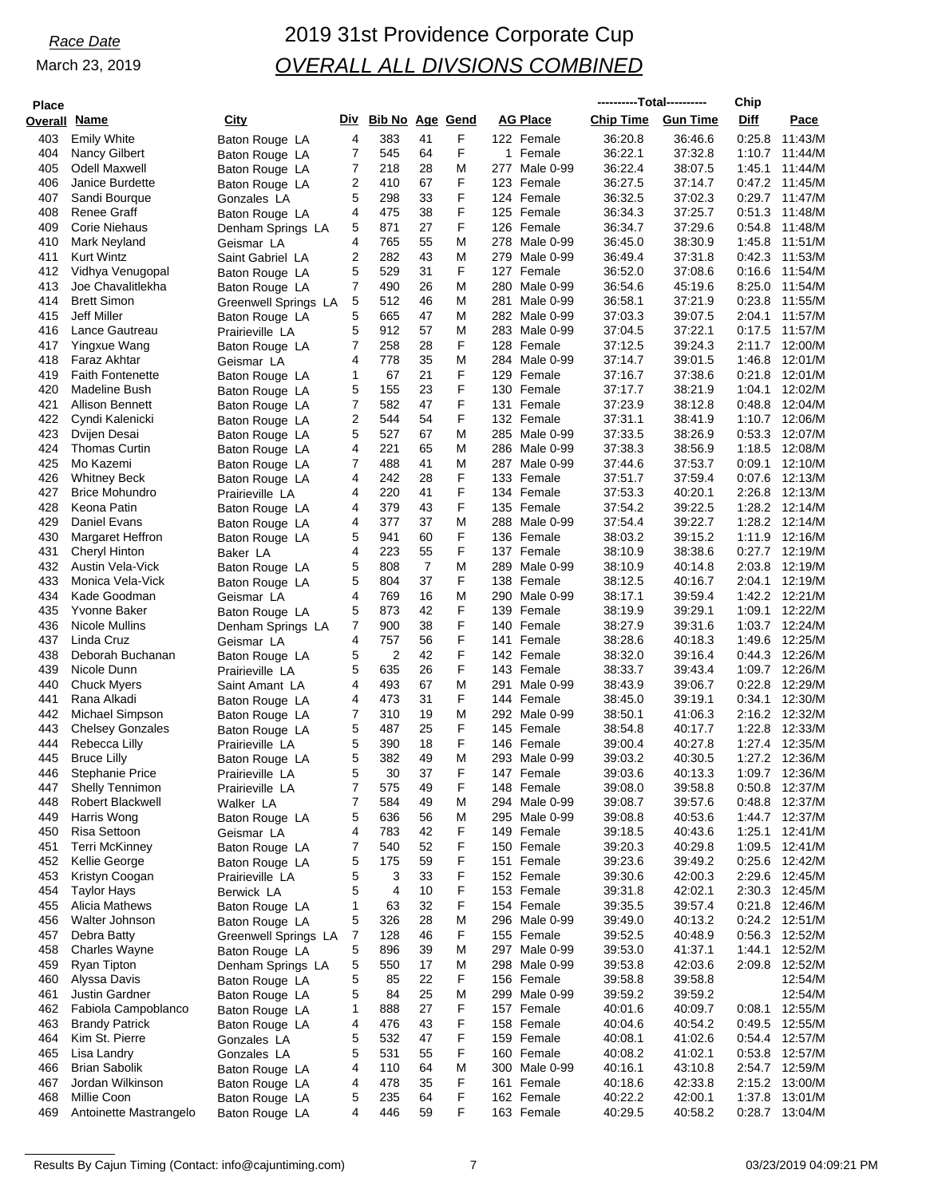*Race Date*

March 23, 2019

# 2019 31st Providence Corporate Cup

## *OVERALL ALL DIVSIONS COMBINED*

| Place Overall | Name | City | Div | Bib No | Age | Gend | AG Place | Total Chip Time | Total Gun Time | Chip Diff | Pace |
|---|---|---|---|---|---|---|---|---|---|---|---|
| 403 | Emily White | Baton Rouge LA | 4 | 383 | 41 | F | 122 Female | 36:20.8 | 36:46.6 | 0:25.8 | 11:43/M |
| 404 | Nancy Gilbert | Baton Rouge LA | 7 | 545 | 64 | F | 1 Female | 36:22.1 | 37:32.8 | 1:10.7 | 11:44/M |
| 405 | Odell Maxwell | Baton Rouge LA | 7 | 218 | 28 | M | 277 Male 0-99 | 36:22.4 | 38:07.5 | 1:45.1 | 11:44/M |
| 406 | Janice Burdette | Baton Rouge LA | 2 | 410 | 67 | F | 123 Female | 36:27.5 | 37:14.7 | 0:47.2 | 11:45/M |
| 407 | Sandi Bourque | Gonzales LA | 5 | 298 | 33 | F | 124 Female | 36:32.5 | 37:02.3 | 0:29.7 | 11:47/M |
| 408 | Renee Graff | Baton Rouge LA | 4 | 475 | 38 | F | 125 Female | 36:34.3 | 37:25.7 | 0:51.3 | 11:48/M |
| 409 | Corie Niehaus | Denham Springs LA | 5 | 871 | 27 | F | 126 Female | 36:34.7 | 37:29.6 | 0:54.8 | 11:48/M |
| 410 | Mark Neyland | Geismar LA | 4 | 765 | 55 | M | 278 Male 0-99 | 36:45.0 | 38:30.9 | 1:45.8 | 11:51/M |
| 411 | Kurt Wintz | Saint Gabriel LA | 2 | 282 | 43 | M | 279 Male 0-99 | 36:49.4 | 37:31.8 | 0:42.3 | 11:53/M |
| 412 | Vidhya Venugopal | Baton Rouge LA | 5 | 529 | 31 | F | 127 Female | 36:52.0 | 37:08.6 | 0:16.6 | 11:54/M |
| 413 | Joe Chavalitlekha | Baton Rouge LA | 7 | 490 | 26 | M | 280 Male 0-99 | 36:54.6 | 45:19.6 | 8:25.0 | 11:54/M |
| 414 | Brett Simon | Greenwell Springs LA | 5 | 512 | 46 | M | 281 Male 0-99 | 36:58.1 | 37:21.9 | 0:23.8 | 11:55/M |
| 415 | Jeff Miller | Baton Rouge LA | 5 | 665 | 47 | M | 282 Male 0-99 | 37:03.3 | 39:07.5 | 2:04.1 | 11:57/M |
| 416 | Lance Gautreau | Prairieville LA | 5 | 912 | 57 | M | 283 Male 0-99 | 37:04.5 | 37:22.1 | 0:17.5 | 11:57/M |
| 417 | Yingxue Wang | Baton Rouge LA | 7 | 258 | 28 | F | 128 Female | 37:12.5 | 39:24.3 | 2:11.7 | 12:00/M |
| 418 | Faraz Akhtar | Geismar LA | 4 | 778 | 35 | M | 284 Male 0-99 | 37:14.7 | 39:01.5 | 1:46.8 | 12:01/M |
| 419 | Faith Fontenette | Baton Rouge LA | 1 | 67 | 21 | F | 129 Female | 37:16.7 | 37:38.6 | 0:21.8 | 12:01/M |
| 420 | Madeline Bush | Baton Rouge LA | 5 | 155 | 23 | F | 130 Female | 37:17.7 | 38:21.9 | 1:04.1 | 12:02/M |
| 421 | Allison Bennett | Baton Rouge LA | 7 | 582 | 47 | F | 131 Female | 37:23.9 | 38:12.8 | 0:48.8 | 12:04/M |
| 422 | Cyndi Kalenicki | Baton Rouge LA | 2 | 544 | 54 | F | 132 Female | 37:31.1 | 38:41.9 | 1:10.7 | 12:06/M |
| 423 | Dvijen Desai | Baton Rouge LA | 5 | 527 | 67 | M | 285 Male 0-99 | 37:33.5 | 38:26.9 | 0:53.3 | 12:07/M |
| 424 | Thomas Curtin | Baton Rouge LA | 4 | 221 | 65 | M | 286 Male 0-99 | 37:38.3 | 38:56.9 | 1:18.5 | 12:08/M |
| 425 | Mo Kazemi | Baton Rouge LA | 7 | 488 | 41 | M | 287 Male 0-99 | 37:44.6 | 37:53.7 | 0:09.1 | 12:10/M |
| 426 | Whitney Beck | Baton Rouge LA | 4 | 242 | 28 | F | 133 Female | 37:51.7 | 37:59.4 | 0:07.6 | 12:13/M |
| 427 | Brice Mohundro | Prairieville LA | 4 | 220 | 41 | F | 134 Female | 37:53.3 | 40:20.1 | 2:26.8 | 12:13/M |
| 428 | Keona Patin | Baton Rouge LA | 4 | 379 | 43 | F | 135 Female | 37:54.2 | 39:22.5 | 1:28.2 | 12:14/M |
| 429 | Daniel Evans | Baton Rouge LA | 4 | 377 | 37 | M | 288 Male 0-99 | 37:54.4 | 39:22.7 | 1:28.2 | 12:14/M |
| 430 | Margaret Heffron | Baton Rouge LA | 5 | 941 | 60 | F | 136 Female | 38:03.2 | 39:15.2 | 1:11.9 | 12:16/M |
| 431 | Cheryl Hinton | Baker LA | 4 | 223 | 55 | F | 137 Female | 38:10.9 | 38:38.6 | 0:27.7 | 12:19/M |
| 432 | Austin Vela-Vick | Baton Rouge LA | 5 | 808 | 7 | M | 289 Male 0-99 | 38:10.9 | 40:14.8 | 2:03.8 | 12:19/M |
| 433 | Monica Vela-Vick | Baton Rouge LA | 5 | 804 | 37 | F | 138 Female | 38:12.5 | 40:16.7 | 2:04.1 | 12:19/M |
| 434 | Kade Goodman | Geismar LA | 4 | 769 | 16 | M | 290 Male 0-99 | 38:17.1 | 39:59.4 | 1:42.2 | 12:21/M |
| 435 | Yvonne Baker | Baton Rouge LA | 5 | 873 | 42 | F | 139 Female | 38:19.9 | 39:29.1 | 1:09.1 | 12:22/M |
| 436 | Nicole Mullins | Denham Springs LA | 7 | 900 | 38 | F | 140 Female | 38:27.9 | 39:31.6 | 1:03.7 | 12:24/M |
| 437 | Linda Cruz | Geismar LA | 4 | 757 | 56 | F | 141 Female | 38:28.6 | 40:18.3 | 1:49.6 | 12:25/M |
| 438 | Deborah Buchanan | Baton Rouge LA | 5 | 2 | 42 | F | 142 Female | 38:32.0 | 39:16.4 | 0:44.3 | 12:26/M |
| 439 | Nicole Dunn | Prairieville LA | 5 | 635 | 26 | F | 143 Female | 38:33.7 | 39:43.4 | 1:09.7 | 12:26/M |
| 440 | Chuck Myers | Saint Amant LA | 4 | 493 | 67 | M | 291 Male 0-99 | 38:43.9 | 39:06.7 | 0:22.8 | 12:29/M |
| 441 | Rana Alkadi | Baton Rouge LA | 4 | 473 | 31 | F | 144 Female | 38:45.0 | 39:19.1 | 0:34.1 | 12:30/M |
| 442 | Michael Simpson | Baton Rouge LA | 7 | 310 | 19 | M | 292 Male 0-99 | 38:50.1 | 41:06.3 | 2:16.2 | 12:32/M |
| 443 | Chelsey Gonzales | Baton Rouge LA | 5 | 487 | 25 | F | 145 Female | 38:54.8 | 40:17.7 | 1:22.8 | 12:33/M |
| 444 | Rebecca Lilly | Prairieville LA | 5 | 390 | 18 | F | 146 Female | 39:00.4 | 40:27.8 | 1:27.4 | 12:35/M |
| 445 | Bruce Lilly | Baton Rouge LA | 5 | 382 | 49 | M | 293 Male 0-99 | 39:03.2 | 40:30.5 | 1:27.2 | 12:36/M |
| 446 | Stephanie Price | Prairieville LA | 5 | 30 | 37 | F | 147 Female | 39:03.6 | 40:13.3 | 1:09.7 | 12:36/M |
| 447 | Shelly Tennimon | Prairieville LA | 7 | 575 | 49 | F | 148 Female | 39:08.0 | 39:58.8 | 0:50.8 | 12:37/M |
| 448 | Robert Blackwell | Walker LA | 7 | 584 | 49 | M | 294 Male 0-99 | 39:08.7 | 39:57.6 | 0:48.8 | 12:37/M |
| 449 | Harris Wong | Baton Rouge LA | 5 | 636 | 56 | M | 295 Male 0-99 | 39:08.8 | 40:53.6 | 1:44.7 | 12:37/M |
| 450 | Risa Settoon | Geismar LA | 4 | 783 | 42 | F | 149 Female | 39:18.5 | 40:43.6 | 1:25.1 | 12:41/M |
| 451 | Terri McKinney | Baton Rouge LA | 7 | 540 | 52 | F | 150 Female | 39:20.3 | 40:29.8 | 1:09.5 | 12:41/M |
| 452 | Kellie George | Baton Rouge LA | 5 | 175 | 59 | F | 151 Female | 39:23.6 | 39:49.2 | 0:25.6 | 12:42/M |
| 453 | Kristyn Coogan | Prairieville LA | 5 | 3 | 33 | F | 152 Female | 39:30.6 | 42:00.3 | 2:29.6 | 12:45/M |
| 454 | Taylor Hays | Berwick LA | 5 | 4 | 10 | F | 153 Female | 39:31.8 | 42:02.1 | 2:30.3 | 12:45/M |
| 455 | Alicia Mathews | Baton Rouge LA | 1 | 63 | 32 | F | 154 Female | 39:35.5 | 39:57.4 | 0:21.8 | 12:46/M |
| 456 | Walter Johnson | Baton Rouge LA | 5 | 326 | 28 | M | 296 Male 0-99 | 39:49.0 | 40:13.2 | 0:24.2 | 12:51/M |
| 457 | Debra Batty | Greenwell Springs LA | 7 | 128 | 46 | F | 155 Female | 39:52.5 | 40:48.9 | 0:56.3 | 12:52/M |
| 458 | Charles Wayne | Baton Rouge LA | 5 | 896 | 39 | M | 297 Male 0-99 | 39:53.0 | 41:37.1 | 1:44.1 | 12:52/M |
| 459 | Ryan Tipton | Denham Springs LA | 5 | 550 | 17 | M | 298 Male 0-99 | 39:53.8 | 42:03.6 | 2:09.8 | 12:52/M |
| 460 | Alyssa Davis | Baton Rouge LA | 5 | 85 | 22 | F | 156 Female | 39:58.8 | 39:58.8 | | 12:54/M |
| 461 | Justin Gardner | Baton Rouge LA | 5 | 84 | 25 | M | 299 Male 0-99 | 39:59.2 | 39:59.2 | | 12:54/M |
| 462 | Fabiola Campoblanco | Baton Rouge LA | 1 | 888 | 27 | F | 157 Female | 40:01.6 | 40:09.7 | 0:08.1 | 12:55/M |
| 463 | Brandy Patrick | Baton Rouge LA | 4 | 476 | 43 | F | 158 Female | 40:04.6 | 40:54.2 | 0:49.5 | 12:55/M |
| 464 | Kim St. Pierre | Gonzales LA | 5 | 532 | 47 | F | 159 Female | 40:08.1 | 41:02.6 | 0:54.4 | 12:57/M |
| 465 | Lisa Landry | Gonzales LA | 5 | 531 | 55 | F | 160 Female | 40:08.2 | 41:02.1 | 0:53.8 | 12:57/M |
| 466 | Brian Sabolik | Baton Rouge LA | 4 | 110 | 64 | M | 300 Male 0-99 | 40:16.1 | 43:10.8 | 2:54.7 | 12:59/M |
| 467 | Jordan Wilkinson | Baton Rouge LA | 4 | 478 | 35 | F | 161 Female | 40:18.6 | 42:33.8 | 2:15.2 | 13:00/M |
| 468 | Millie Coon | Baton Rouge LA | 5 | 235 | 64 | F | 162 Female | 40:22.2 | 42:00.1 | 1:37.8 | 13:01/M |
| 469 | Antoinette Mastrangelo | Baton Rouge LA | 4 | 446 | 59 | F | 163 Female | 40:29.5 | 40:58.2 | 0:28.7 | 13:04/M |

Results By Cajun Timing (Contact: info@cajuntiming.com) 03/23/2019 04:09:21 PM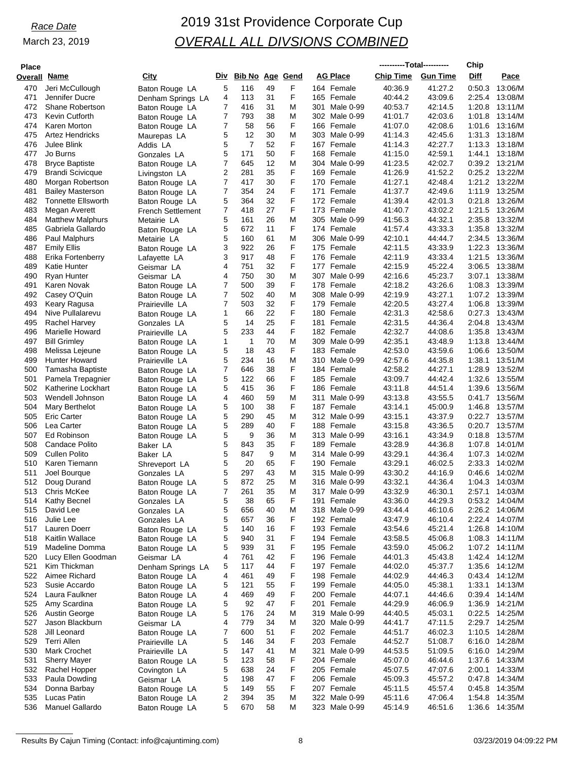*Race Date*

March 23, 2019

# 2019 31st Providence Corporate Cup

## *OVERALL ALL DIVSIONS COMBINED*

| Place Overall | Name | City | Div | Bib No | Age | Gend | AG Place | | ----------Total---------- Chip Time | Gun Time | Chip Diff | Pace |
|---|---|---|---|---|---|---|---|---|---|---|---|---|
| 470 | Jeri McCullough | Baton Rouge LA | 5 | 116 | 49 | F | 164 | Female | 40:36.9 | 41:27.2 | 0:50.3 | 13:06/M |
| 471 | Jennifer Ducre | Denham Springs LA | 4 | 113 | 31 | F | 165 | Female | 40:44.2 | 43:09.6 | 2:25.4 | 13:08/M |
| 472 | Shane Robertson | Baton Rouge LA | 7 | 416 | 31 | M | 301 | Male 0-99 | 40:53.7 | 42:14.5 | 1:20.8 | 13:11/M |
| 473 | Kevin Cutforth | Baton Rouge LA | 7 | 793 | 38 | M | 302 | Male 0-99 | 41:01.7 | 42:03.6 | 1:01.8 | 13:14/M |
| 474 | Karen Morton | Baton Rouge LA | 7 | 58 | 56 | F | 166 | Female | 41:07.0 | 42:08.6 | 1:01.6 | 13:16/M |
| 475 | Artez Hendricks | Maurepas LA | 5 | 12 | 30 | M | 303 | Male 0-99 | 41:14.3 | 42:45.6 | 1:31.3 | 13:18/M |
| 476 | Julee Blink | Addis LA | 5 | 7 | 52 | F | 167 | Female | 41:14.3 | 42:27.7 | 1:13.3 | 13:18/M |
| 477 | Jo Burns | Gonzales LA | 5 | 171 | 50 | F | 168 | Female | 41:15.0 | 42:59.1 | 1:44.1 | 13:18/M |
| 478 | Bryce Baptiste | Baton Rouge LA | 7 | 645 | 12 | M | 304 | Male 0-99 | 41:23.5 | 42:02.7 | 0:39.2 | 13:21/M |
| 479 | Brandi Scivicque | Livingston LA | 2 | 281 | 35 | F | 169 | Female | 41:26.9 | 41:52.2 | 0:25.2 | 13:22/M |
| 480 | Morgan Robertson | Baton Rouge LA | 7 | 417 | 30 | F | 170 | Female | 41:27.1 | 42:48.4 | 1:21.2 | 13:22/M |
| 481 | Bailey Masterson | Baton Rouge LA | 7 | 354 | 24 | F | 171 | Female | 41:37.7 | 42:49.6 | 1:11.9 | 13:25/M |
| 482 | Tonnette Ellsworth | Baton Rouge LA | 5 | 364 | 32 | F | 172 | Female | 41:39.4 | 42:01.3 | 0:21.8 | 13:26/M |
| 483 | Megan Averett | French Settlement | 7 | 418 | 27 | F | 173 | Female | 41:40.7 | 43:02.2 | 1:21.5 | 13:26/M |
| 484 | Matthew Malphurs | Metairie LA | 5 | 161 | 26 | M | 305 | Male 0-99 | 41:56.3 | 44:32.1 | 2:35.8 | 13:32/M |
| 485 | Gabriela Gallardo | Baton Rouge LA | 5 | 672 | 11 | F | 174 | Female | 41:57.4 | 43:33.3 | 1:35.8 | 13:32/M |
| 486 | Paul Malphurs | Metairie LA | 5 | 160 | 61 | M | 306 | Male 0-99 | 42:10.1 | 44:44.7 | 2:34.5 | 13:36/M |
| 487 | Emily Ellis | Baton Rouge LA | 3 | 922 | 26 | F | 175 | Female | 42:11.5 | 43:33.9 | 1:22.3 | 13:36/M |
| 488 | Erika Fortenberry | Lafayette LA | 3 | 917 | 48 | F | 176 | Female | 42:11.9 | 43:33.4 | 1:21.5 | 13:36/M |
| 489 | Katie Hunter | Geismar LA | 4 | 751 | 32 | F | 177 | Female | 42:15.9 | 45:22.4 | 3:06.5 | 13:38/M |
| 490 | Ryan Hunter | Geismar LA | 4 | 750 | 30 | M | 307 | Male 0-99 | 42:16.6 | 45:23.7 | 3:07.1 | 13:38/M |
| 491 | Karen Novak | Baton Rouge LA | 7 | 500 | 39 | F | 178 | Female | 42:18.2 | 43:26.6 | 1:08.3 | 13:39/M |
| 492 | Casey O'Quin | Baton Rouge LA | 7 | 502 | 40 | M | 308 | Male 0-99 | 42:19.9 | 43:27.1 | 1:07.2 | 13:39/M |
| 493 | Keary Ragusa | Prairieville LA | 7 | 503 | 32 | F | 179 | Female | 42:20.5 | 43:27.4 | 1:06.8 | 13:39/M |
| 494 | Nive Pullalarevu | Baton Rouge LA | 1 | 66 | 22 | F | 180 | Female | 42:31.3 | 42:58.6 | 0:27.3 | 13:43/M |
| 495 | Rachel Harvey | Gonzales LA | 5 | 14 | 25 | F | 181 | Female | 42:31.5 | 44:36.4 | 2:04.8 | 13:43/M |
| 496 | Marielle Howard | Prairieville LA | 5 | 233 | 44 | F | 182 | Female | 42:32.7 | 44:08.6 | 1:35.8 | 13:43/M |
| 497 | Bill Grimley | Baton Rouge LA | 1 | 1 | 70 | M | 309 | Male 0-99 | 42:35.1 | 43:48.9 | 1:13.8 | 13:44/M |
| 498 | Melissa Lejeune | Baton Rouge LA | 5 | 18 | 43 | F | 183 | Female | 42:53.0 | 43:59.6 | 1:06.6 | 13:50/M |
| 499 | Hunter Howard | Prairieville LA | 5 | 234 | 16 | M | 310 | Male 0-99 | 42:57.6 | 44:35.8 | 1:38.1 | 13:51/M |
| 500 | Tamasha Baptiste | Baton Rouge LA | 7 | 646 | 38 | F | 184 | Female | 42:58.2 | 44:27.1 | 1:28.9 | 13:52/M |
| 501 | Pamela Trepagnier | Baton Rouge LA | 5 | 122 | 66 | F | 185 | Female | 43:09.7 | 44:42.4 | 1:32.6 | 13:55/M |
| 502 | Katherine Lockhart | Baton Rouge LA | 5 | 415 | 36 | F | 186 | Female | 43:11.8 | 44:51.4 | 1:39.6 | 13:56/M |
| 503 | Wendell Johnson | Baton Rouge LA | 4 | 460 | 59 | M | 311 | Male 0-99 | 43:13.8 | 43:55.5 | 0:41.7 | 13:56/M |
| 504 | Mary Berthelot | Baton Rouge LA | 5 | 100 | 38 | F | 187 | Female | 43:14.1 | 45:00.9 | 1:46.8 | 13:57/M |
| 505 | Eric Carter | Baton Rouge LA | 5 | 290 | 45 | M | 312 | Male 0-99 | 43:15.1 | 43:37.9 | 0:22.7 | 13:57/M |
| 506 | Lea Carter | Baton Rouge LA | 5 | 289 | 40 | F | 188 | Female | 43:15.8 | 43:36.5 | 0:20.7 | 13:57/M |
| 507 | Ed Robinson | Baton Rouge LA | 5 | 9 | 36 | M | 313 | Male 0-99 | 43:16.1 | 43:34.9 | 0:18.8 | 13:57/M |
| 508 | Candace Polito | Baker LA | 5 | 843 | 35 | F | 189 | Female | 43:28.9 | 44:36.8 | 1:07.8 | 14:01/M |
| 509 | Cullen Polito | Baker LA | 5 | 847 | 9 | M | 314 | Male 0-99 | 43:29.1 | 44:36.4 | 1:07.3 | 14:02/M |
| 510 | Karen Tiemann | Shreveport LA | 5 | 20 | 65 | F | 190 | Female | 43:29.1 | 46:02.5 | 2:33.3 | 14:02/M |
| 511 | Joel Bourque | Gonzales LA | 5 | 297 | 43 | M | 315 | Male 0-99 | 43:30.2 | 44:16.9 | 0:46.6 | 14:02/M |
| 512 | Doug Durand | Baton Rouge LA | 5 | 872 | 25 | M | 316 | Male 0-99 | 43:32.1 | 44:36.4 | 1:04.3 | 14:03/M |
| 513 | Chris McKee | Baton Rouge LA | 7 | 261 | 35 | M | 317 | Male 0-99 | 43:32.9 | 46:30.1 | 2:57.1 | 14:03/M |
| 514 | Kathy Becnel | Gonzales LA | 5 | 38 | 65 | F | 191 | Female | 43:36.0 | 44:29.3 | 0:53.2 | 14:04/M |
| 515 | David Lee | Gonzales LA | 5 | 656 | 40 | M | 318 | Male 0-99 | 43:44.4 | 46:10.6 | 2:26.2 | 14:06/M |
| 516 | Julie Lee | Gonzales LA | 5 | 657 | 36 | F | 192 | Female | 43:47.9 | 46:10.4 | 2:22.4 | 14:07/M |
| 517 | Lauren Doerr | Baton Rouge LA | 5 | 140 | 16 | F | 193 | Female | 43:54.6 | 45:21.4 | 1:26.8 | 14:10/M |
| 518 | Kaitlin Wallace | Baton Rouge LA | 5 | 940 | 31 | F | 194 | Female | 43:58.5 | 45:06.8 | 1:08.3 | 14:11/M |
| 519 | Madeline Domma | Baton Rouge LA | 5 | 939 | 31 | F | 195 | Female | 43:59.0 | 45:06.2 | 1:07.2 | 14:11/M |
| 520 | Lucy Ellen Goodman | Geismar LA | 4 | 761 | 42 | F | 196 | Female | 44:01.3 | 45:43.8 | 1:42.4 | 14:12/M |
| 521 | Kim Thickman | Denham Springs LA | 5 | 117 | 44 | F | 197 | Female | 44:02.0 | 45:37.7 | 1:35.6 | 14:12/M |
| 522 | Aimee Richard | Baton Rouge LA | 4 | 461 | 49 | F | 198 | Female | 44:02.9 | 44:46.3 | 0:43.4 | 14:12/M |
| 523 | Susie Accardo | Baton Rouge LA | 5 | 121 | 55 | F | 199 | Female | 44:05.0 | 45:38.1 | 1:33.1 | 14:13/M |
| 524 | Laura Faulkner | Baton Rouge LA | 4 | 469 | 49 | F | 200 | Female | 44:07.1 | 44:46.6 | 0:39.4 | 14:14/M |
| 525 | Amy Scardina | Baton Rouge LA | 5 | 92 | 47 | F | 201 | Female | 44:29.9 | 46:06.9 | 1:36.9 | 14:21/M |
| 526 | Austin George | Baton Rouge LA | 5 | 176 | 24 | M | 319 | Male 0-99 | 44:40.5 | 45:03.1 | 0:22.5 | 14:25/M |
| 527 | Jason Blackburn | Geismar LA | 4 | 779 | 34 | M | 320 | Male 0-99 | 44:41.7 | 47:11.5 | 2:29.7 | 14:25/M |
| 528 | Jill Leonard | Baton Rouge LA | 7 | 600 | 51 | F | 202 | Female | 44:51.7 | 46:02.3 | 1:10.5 | 14:28/M |
| 529 | Terri Allen | Prairieville LA | 5 | 146 | 34 | F | 203 | Female | 44:52.7 | 51:08.7 | 6:16.0 | 14:28/M |
| 530 | Mark Crochet | Prairieville LA | 5 | 147 | 41 | M | 321 | Male 0-99 | 44:53.5 | 51:09.5 | 6:16.0 | 14:29/M |
| 531 | Sherry Mayer | Baton Rouge LA | 5 | 123 | 58 | F | 204 | Female | 45:07.0 | 46:44.6 | 1:37.6 | 14:33/M |
| 532 | Rachel Hopper | Covington LA | 5 | 638 | 24 | F | 205 | Female | 45:07.5 | 47:07.6 | 2:00.1 | 14:33/M |
| 533 | Paula Dowding | Geismar LA | 5 | 198 | 47 | F | 206 | Female | 45:09.3 | 45:57.2 | 0:47.8 | 14:34/M |
| 534 | Donna Barbay | Baton Rouge LA | 5 | 149 | 55 | F | 207 | Female | 45:11.5 | 45:57.4 | 0:45.8 | 14:35/M |
| 535 | Lucas Patin | Baton Rouge LA | 2 | 394 | 35 | M | 322 | Male 0-99 | 45:11.6 | 47:06.4 | 1:54.8 | 14:35/M |
| 536 | Manuel Gallardo | Baton Rouge LA | 5 | 670 | 58 | M | 323 | Male 0-99 | 45:14.9 | 46:51.6 | 1:36.6 | 14:35/M |

Results By Cajun Timing (Contact: info@cajuntiming.com) 03/23/2019 04:09:22 PM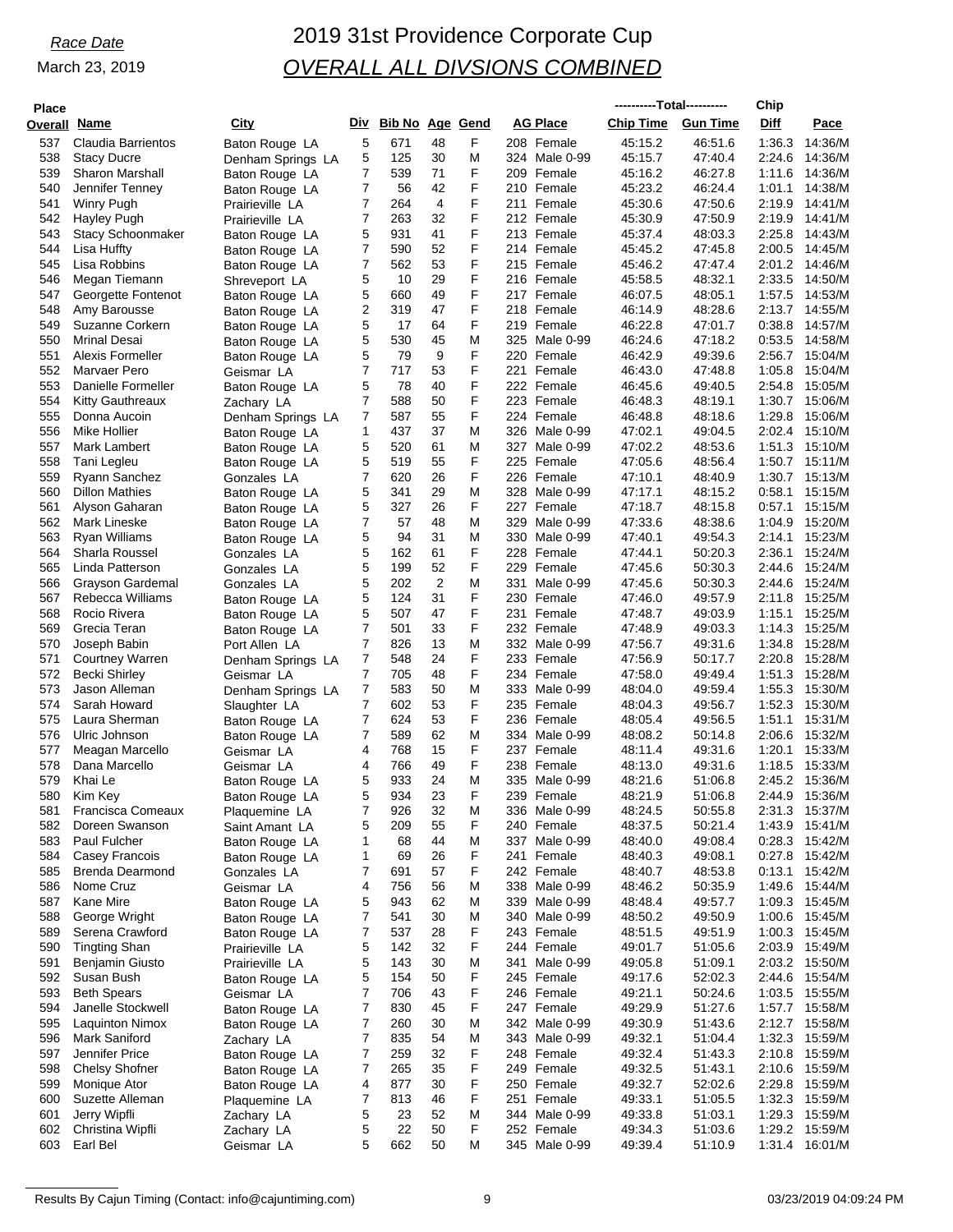*Race Date*

March 23, 2019

# 2019 31st Providence Corporate Cup

## *OVERALL ALL DIVSIONS COMBINED*

| Place Overall | Name | City | Div | Bib No | Age | Gend | AG Place | | ----------Total---------- Chip Time | Gun Time | Chip Diff | Pace |
|---|---|---|---|---|---|---|---|---|---|---|---|---|
| 537 | Claudia Barrientos | Baton Rouge LA | 5 | 671 | 48 | F | 208 | Female | 45:15.2 | 46:51.6 | 1:36.3 | 14:36/M |
| 538 | Stacy Ducre | Denham Springs LA | 5 | 125 | 30 | M | 324 | Male 0-99 | 45:15.7 | 47:40.4 | 2:24.6 | 14:36/M |
| 539 | Sharon Marshall | Baton Rouge LA | 7 | 539 | 71 | F | 209 | Female | 45:16.2 | 46:27.8 | 1:11.6 | 14:36/M |
| 540 | Jennifer Tenney | Baton Rouge LA | 7 | 56 | 42 | F | 210 | Female | 45:23.2 | 46:24.4 | 1:01.1 | 14:38/M |
| 541 | Winry Pugh | Prairieville LA | 7 | 264 | 4 | F | 211 | Female | 45:30.6 | 47:50.6 | 2:19.9 | 14:41/M |
| 542 | Hayley Pugh | Prairieville LA | 7 | 263 | 32 | F | 212 | Female | 45:30.9 | 47:50.9 | 2:19.9 | 14:41/M |
| 543 | Stacy Schoonmaker | Baton Rouge LA | 5 | 931 | 41 | F | 213 | Female | 45:37.4 | 48:03.3 | 2:25.8 | 14:43/M |
| 544 | Lisa Huffty | Baton Rouge LA | 7 | 590 | 52 | F | 214 | Female | 45:45.2 | 47:45.8 | 2:00.5 | 14:45/M |
| 545 | Lisa Robbins | Baton Rouge LA | 7 | 562 | 53 | F | 215 | Female | 45:46.2 | 47:47.4 | 2:01.2 | 14:46/M |
| 546 | Megan Tiemann | Shreveport LA | 5 | 10 | 29 | F | 216 | Female | 45:58.5 | 48:32.1 | 2:33.5 | 14:50/M |
| 547 | Georgette Fontenot | Baton Rouge LA | 5 | 660 | 49 | F | 217 | Female | 46:07.5 | 48:05.1 | 1:57.5 | 14:53/M |
| 548 | Amy Barousse | Baton Rouge LA | 2 | 319 | 47 | F | 218 | Female | 46:14.9 | 48:28.6 | 2:13.7 | 14:55/M |
| 549 | Suzanne Corkern | Baton Rouge LA | 5 | 17 | 64 | F | 219 | Female | 46:22.8 | 47:01.7 | 0:38.8 | 14:57/M |
| 550 | Mrinal Desai | Baton Rouge LA | 5 | 530 | 45 | M | 325 | Male 0-99 | 46:24.6 | 47:18.2 | 0:53.5 | 14:58/M |
| 551 | Alexis Formeller | Baton Rouge LA | 5 | 79 | 9 | F | 220 | Female | 46:42.9 | 49:39.6 | 2:56.7 | 15:04/M |
| 552 | Marvaer Pero | Geismar LA | 7 | 717 | 53 | F | 221 | Female | 46:43.0 | 47:48.8 | 1:05.8 | 15:04/M |
| 553 | Danielle Formeller | Baton Rouge LA | 5 | 78 | 40 | F | 222 | Female | 46:45.6 | 49:40.5 | 2:54.8 | 15:05/M |
| 554 | Kitty Gauthreaux | Zachary LA | 7 | 588 | 50 | F | 223 | Female | 46:48.3 | 48:19.1 | 1:30.7 | 15:06/M |
| 555 | Donna Aucoin | Denham Springs LA | 7 | 587 | 55 | F | 224 | Female | 46:48.8 | 48:18.6 | 1:29.8 | 15:06/M |
| 556 | Mike Hollier | Baton Rouge LA | 1 | 437 | 37 | M | 326 | Male 0-99 | 47:02.1 | 49:04.5 | 2:02.4 | 15:10/M |
| 557 | Mark Lambert | Baton Rouge LA | 5 | 520 | 61 | M | 327 | Male 0-99 | 47:02.2 | 48:53.6 | 1:51.3 | 15:10/M |
| 558 | Tani Legleu | Baton Rouge LA | 5 | 519 | 55 | F | 225 | Female | 47:05.6 | 48:56.4 | 1:50.7 | 15:11/M |
| 559 | Ryann Sanchez | Gonzales LA | 7 | 620 | 26 | F | 226 | Female | 47:10.1 | 48:40.9 | 1:30.7 | 15:13/M |
| 560 | Dillon Mathies | Baton Rouge LA | 5 | 341 | 29 | M | 328 | Male 0-99 | 47:17.1 | 48:15.2 | 0:58.1 | 15:15/M |
| 561 | Alyson Gaharan | Baton Rouge LA | 5 | 327 | 26 | F | 227 | Female | 47:18.7 | 48:15.8 | 0:57.1 | 15:15/M |
| 562 | Mark Lineske | Baton Rouge LA | 7 | 57 | 48 | M | 329 | Male 0-99 | 47:33.6 | 48:38.6 | 1:04.9 | 15:20/M |
| 563 | Ryan Williams | Baton Rouge LA | 5 | 94 | 31 | M | 330 | Male 0-99 | 47:40.1 | 49:54.3 | 2:14.1 | 15:23/M |
| 564 | Sharla Roussel | Gonzales LA | 5 | 162 | 61 | F | 228 | Female | 47:44.1 | 50:20.3 | 2:36.1 | 15:24/M |
| 565 | Linda Patterson | Gonzales LA | 5 | 199 | 52 | F | 229 | Female | 47:45.6 | 50:30.3 | 2:44.6 | 15:24/M |
| 566 | Grayson Gardemal | Gonzales LA | 5 | 202 | 2 | M | 331 | Male 0-99 | 47:45.6 | 50:30.3 | 2:44.6 | 15:24/M |
| 567 | Rebecca Williams | Baton Rouge LA | 5 | 124 | 31 | F | 230 | Female | 47:46.0 | 49:57.9 | 2:11.8 | 15:25/M |
| 568 | Rocio Rivera | Baton Rouge LA | 5 | 507 | 47 | F | 231 | Female | 47:48.7 | 49:03.9 | 1:15.1 | 15:25/M |
| 569 | Grecia Teran | Baton Rouge LA | 7 | 501 | 33 | F | 232 | Female | 47:48.9 | 49:03.3 | 1:14.3 | 15:25/M |
| 570 | Joseph Babin | Port Allen LA | 7 | 826 | 13 | M | 332 | Male 0-99 | 47:56.7 | 49:31.6 | 1:34.8 | 15:28/M |
| 571 | Courtney Warren | Denham Springs LA | 7 | 548 | 24 | F | 233 | Female | 47:56.9 | 50:17.7 | 2:20.8 | 15:28/M |
| 572 | Becki Shirley | Geismar LA | 7 | 705 | 48 | F | 234 | Female | 47:58.0 | 49:49.4 | 1:51.3 | 15:28/M |
| 573 | Jason Alleman | Denham Springs LA | 7 | 583 | 50 | M | 333 | Male 0-99 | 48:04.0 | 49:59.4 | 1:55.3 | 15:30/M |
| 574 | Sarah Howard | Slaughter LA | 7 | 602 | 53 | F | 235 | Female | 48:04.3 | 49:56.7 | 1:52.3 | 15:30/M |
| 575 | Laura Sherman | Baton Rouge LA | 7 | 624 | 53 | F | 236 | Female | 48:05.4 | 49:56.5 | 1:51.1 | 15:31/M |
| 576 | Ulric Johnson | Baton Rouge LA | 7 | 589 | 62 | M | 334 | Male 0-99 | 48:08.2 | 50:14.8 | 2:06.6 | 15:32/M |
| 577 | Meagan Marcello | Geismar LA | 4 | 768 | 15 | F | 237 | Female | 48:11.4 | 49:31.6 | 1:20.1 | 15:33/M |
| 578 | Dana Marcello | Geismar LA | 4 | 766 | 49 | F | 238 | Female | 48:13.0 | 49:31.6 | 1:18.5 | 15:33/M |
| 579 | Khai Le | Baton Rouge LA | 5 | 933 | 24 | M | 335 | Male 0-99 | 48:21.6 | 51:06.8 | 2:45.2 | 15:36/M |
| 580 | Kim Key | Baton Rouge LA | 5 | 934 | 23 | F | 239 | Female | 48:21.9 | 51:06.8 | 2:44.9 | 15:36/M |
| 581 | Francisca Comeaux | Plaquemine LA | 7 | 926 | 32 | M | 336 | Male 0-99 | 48:24.5 | 50:55.8 | 2:31.3 | 15:37/M |
| 582 | Doreen Swanson | Saint Amant LA | 5 | 209 | 55 | F | 240 | Female | 48:37.5 | 50:21.4 | 1:43.9 | 15:41/M |
| 583 | Paul Fulcher | Baton Rouge LA | 1 | 68 | 44 | M | 337 | Male 0-99 | 48:40.0 | 49:08.4 | 0:28.3 | 15:42/M |
| 584 | Casey Francois | Baton Rouge LA | 1 | 69 | 26 | F | 241 | Female | 48:40.3 | 49:08.1 | 0:27.8 | 15:42/M |
| 585 | Brenda Dearmond | Gonzales LA | 7 | 691 | 57 | F | 242 | Female | 48:40.7 | 48:53.8 | 0:13.1 | 15:42/M |
| 586 | Nome Cruz | Geismar LA | 4 | 756 | 56 | M | 338 | Male 0-99 | 48:46.2 | 50:35.9 | 1:49.6 | 15:44/M |
| 587 | Kane Mire | Baton Rouge LA | 5 | 943 | 62 | M | 339 | Male 0-99 | 48:48.4 | 49:57.7 | 1:09.3 | 15:45/M |
| 588 | George Wright | Baton Rouge LA | 7 | 541 | 30 | M | 340 | Male 0-99 | 48:50.2 | 49:50.9 | 1:00.6 | 15:45/M |
| 589 | Serena Crawford | Baton Rouge LA | 7 | 537 | 28 | F | 243 | Female | 48:51.5 | 49:51.9 | 1:00.3 | 15:45/M |
| 590 | Tingting Shan | Prairieville LA | 5 | 142 | 32 | F | 244 | Female | 49:01.7 | 51:05.6 | 2:03.9 | 15:49/M |
| 591 | Benjamin Giusto | Prairieville LA | 5 | 143 | 30 | M | 341 | Male 0-99 | 49:05.8 | 51:09.1 | 2:03.2 | 15:50/M |
| 592 | Susan Bush | Baton Rouge LA | 5 | 154 | 50 | F | 245 | Female | 49:17.6 | 52:02.3 | 2:44.6 | 15:54/M |
| 593 | Beth Spears | Geismar LA | 7 | 706 | 43 | F | 246 | Female | 49:21.1 | 50:24.6 | 1:03.5 | 15:55/M |
| 594 | Janelle Stockwell | Baton Rouge LA | 7 | 830 | 45 | F | 247 | Female | 49:29.9 | 51:27.6 | 1:57.7 | 15:58/M |
| 595 | Laquinton Nimox | Baton Rouge LA | 7 | 260 | 30 | M | 342 | Male 0-99 | 49:30.9 | 51:43.6 | 2:12.7 | 15:58/M |
| 596 | Mark Saniford | Zachary LA | 7 | 835 | 54 | M | 343 | Male 0-99 | 49:32.1 | 51:04.4 | 1:32.3 | 15:59/M |
| 597 | Jennifer Price | Baton Rouge LA | 7 | 259 | 32 | F | 248 | Female | 49:32.4 | 51:43.3 | 2:10.8 | 15:59/M |
| 598 | Chelsy Shofner | Baton Rouge LA | 7 | 265 | 35 | F | 249 | Female | 49:32.5 | 51:43.1 | 2:10.6 | 15:59/M |
| 599 | Monique Ator | Baton Rouge LA | 4 | 877 | 30 | F | 250 | Female | 49:32.7 | 52:02.6 | 2:29.8 | 15:59/M |
| 600 | Suzette Alleman | Plaquemine LA | 7 | 813 | 46 | F | 251 | Female | 49:33.1 | 51:05.5 | 1:32.3 | 15:59/M |
| 601 | Jerry Wipfli | Zachary LA | 5 | 23 | 52 | M | 344 | Male 0-99 | 49:33.8 | 51:03.1 | 1:29.3 | 15:59/M |
| 602 | Christina Wipfli | Zachary LA | 5 | 22 | 50 | F | 252 | Female | 49:34.3 | 51:03.6 | 1:29.2 | 15:59/M |
| 603 | Earl Bel | Geismar LA | 5 | 662 | 50 | M | 345 | Male 0-99 | 49:39.4 | 51:10.9 | 1:31.4 | 16:01/M |

Results By Cajun Timing (Contact: info@cajuntiming.com) 03/23/2019 04:09:24 PM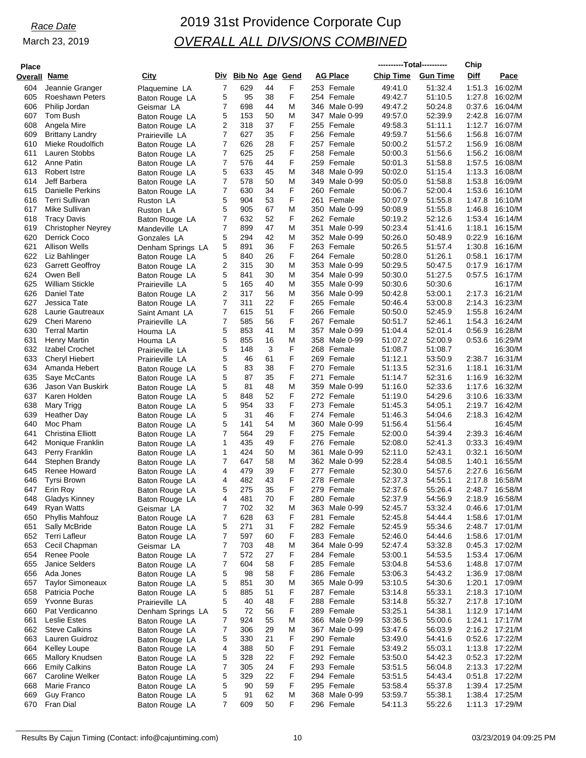*Race Date*

March 23, 2019

# 2019 31st Providence Corporate Cup
## *OVERALL ALL DIVSIONS COMBINED*

| Place Overall | Name | City | Div | Bib No | Age | Gend | AG Place | Chip Time | Gun Time | Chip Diff | Pace |
|---|---|---|---|---|---|---|---|---|---|---|---|
| 604 | Jeannie Granger | Plaquemine LA | 7 | 629 | 44 | F | 253 Female | 49:41.0 | 51:32.4 | 1:51.3 | 16:02/M |
| 605 | Roeshawn Peters | Baton Rouge LA | 5 | 95 | 38 | F | 254 Female | 49:42.7 | 51:10.5 | 1:27.8 | 16:02/M |
| 606 | Philip Jordan | Geismar LA | 7 | 698 | 44 | M | 346 Male 0-99 | 49:47.2 | 50:24.8 | 0:37.6 | 16:04/M |
| 607 | Tom Bush | Baton Rouge LA | 5 | 153 | 50 | M | 347 Male 0-99 | 49:57.0 | 52:39.9 | 2:42.8 | 16:07/M |
| 608 | Angela Mire | Baton Rouge LA | 2 | 318 | 37 | F | 255 Female | 49:58.3 | 51:11.1 | 1:12.7 | 16:07/M |
| 609 | Brittany Landry | Prairieville LA | 7 | 627 | 35 | F | 256 Female | 49:59.7 | 51:56.6 | 1:56.8 | 16:07/M |
| 610 | Mieke Roudolfich | Baton Rouge LA | 7 | 626 | 28 | F | 257 Female | 50:00.2 | 51:57.2 | 1:56.9 | 16:08/M |
| 611 | Lauren Stobbs | Baton Rouge LA | 7 | 625 | 25 | F | 258 Female | 50:00.3 | 51:56.6 | 1:56.2 | 16:08/M |
| 612 | Anne Patin | Baton Rouge LA | 7 | 576 | 44 | F | 259 Female | 50:01.3 | 51:58.8 | 1:57.5 | 16:08/M |
| 613 | Robert Istre | Baton Rouge LA | 5 | 633 | 45 | M | 348 Male 0-99 | 50:02.0 | 51:15.4 | 1:13.3 | 16:08/M |
| 614 | Jeff Barbera | Baton Rouge LA | 7 | 578 | 50 | M | 349 Male 0-99 | 50:05.0 | 51:58.8 | 1:53.8 | 16:09/M |
| 615 | Danielle Perkins | Baton Rouge LA | 7 | 630 | 34 | F | 260 Female | 50:06.7 | 52:00.4 | 1:53.6 | 16:10/M |
| 616 | Terri Sullivan | Ruston LA | 5 | 904 | 53 | F | 261 Female | 50:07.9 | 51:55.8 | 1:47.8 | 16:10/M |
| 617 | Mike Sullivan | Ruston LA | 5 | 905 | 67 | M | 350 Male 0-99 | 50:08.9 | 51:55.8 | 1:46.8 | 16:10/M |
| 618 | Tracy Davis | Baton Rouge LA | 7 | 632 | 52 | F | 262 Female | 50:19.2 | 52:12.6 | 1:53.4 | 16:14/M |
| 619 | Christopher Neyrey | Mandeville LA | 7 | 899 | 47 | M | 351 Male 0-99 | 50:23.4 | 51:41.6 | 1:18.1 | 16:15/M |
| 620 | Derrick Coco | Gonzales LA | 5 | 294 | 42 | M | 352 Male 0-99 | 50:26.0 | 50:48.9 | 0:22.9 | 16:16/M |
| 621 | Allison Wells | Denham Springs LA | 5 | 891 | 36 | F | 263 Female | 50:26.5 | 51:57.4 | 1:30.8 | 16:16/M |
| 622 | Liz Bahlinger | Baton Rouge LA | 5 | 840 | 26 | F | 264 Female | 50:28.0 | 51:26.1 | 0:58.1 | 16:17/M |
| 623 | Garrett Geoffroy | Baton Rouge LA | 2 | 315 | 30 | M | 353 Male 0-99 | 50:29.5 | 50:47.5 | 0:17.9 | 16:17/M |
| 624 | Owen Bell | Baton Rouge LA | 5 | 841 | 30 | M | 354 Male 0-99 | 50:30.0 | 51:27.5 | 0:57.5 | 16:17/M |
| 625 | William Stickle | Prairieville LA | 5 | 165 | 40 | M | 355 Male 0-99 | 50:30.6 | 50:30.6 | | 16:17/M |
| 626 | Daniel Tate | Baton Rouge LA | 2 | 317 | 56 | M | 356 Male 0-99 | 50:42.8 | 53:00.1 | 2:17.3 | 16:21/M |
| 627 | Jessica Tate | Baton Rouge LA | 7 | 311 | 22 | F | 265 Female | 50:46.4 | 53:00.8 | 2:14.3 | 16:23/M |
| 628 | Laurie Gautreaux | Saint Amant LA | 7 | 615 | 51 | F | 266 Female | 50:50.0 | 52:45.9 | 1:55.8 | 16:24/M |
| 629 | Cheri Mareno | Prairieville LA | 7 | 585 | 56 | F | 267 Female | 50:51.7 | 52:46.1 | 1:54.3 | 16:24/M |
| 630 | Terral Martin | Houma LA | 5 | 853 | 41 | M | 357 Male 0-99 | 51:04.4 | 52:01.4 | 0:56.9 | 16:28/M |
| 631 | Henry Martin | Houma LA | 5 | 855 | 16 | M | 358 Male 0-99 | 51:07.2 | 52:00.9 | 0:53.6 | 16:29/M |
| 632 | Izabel Crochet | Prairieville LA | 5 | 148 | 3 | F | 268 Female | 51:08.7 | 51:08.7 | | 16:30/M |
| 633 | Cheryl Hiebert | Prairieville LA | 5 | 46 | 61 | F | 269 Female | 51:12.1 | 53:50.9 | 2:38.7 | 16:31/M |
| 634 | Amanda Hebert | Baton Rouge LA | 5 | 83 | 38 | F | 270 Female | 51:13.5 | 52:31.6 | 1:18.1 | 16:31/M |
| 635 | Saye McCants | Baton Rouge LA | 5 | 87 | 35 | F | 271 Female | 51:14.7 | 52:31.6 | 1:16.9 | 16:32/M |
| 636 | Jason Van Buskirk | Baton Rouge LA | 5 | 81 | 48 | M | 359 Male 0-99 | 51:16.0 | 52:33.6 | 1:17.6 | 16:32/M |
| 637 | Karen Holden | Baton Rouge LA | 5 | 848 | 52 | F | 272 Female | 51:19.0 | 54:29.6 | 3:10.6 | 16:33/M |
| 638 | Mary Trigg | Baton Rouge LA | 5 | 954 | 33 | F | 273 Female | 51:45.3 | 54:05.1 | 2:19.7 | 16:42/M |
| 639 | Heather Day | Baton Rouge LA | 5 | 31 | 46 | F | 274 Female | 51:46.3 | 54:04.6 | 2:18.3 | 16:42/M |
| 640 | Moc Pham | Baton Rouge LA | 5 | 141 | 54 | M | 360 Male 0-99 | 51:56.4 | 51:56.4 | | 16:45/M |
| 641 | Christina Elliott | Baton Rouge LA | 7 | 564 | 29 | F | 275 Female | 52:00.0 | 54:39.4 | 2:39.3 | 16:46/M |
| 642 | Monique Franklin | Baton Rouge LA | 1 | 435 | 49 | F | 276 Female | 52:08.0 | 52:41.3 | 0:33.3 | 16:49/M |
| 643 | Perry Franklin | Baton Rouge LA | 1 | 424 | 50 | M | 361 Male 0-99 | 52:11.0 | 52:43.1 | 0:32.1 | 16:50/M |
| 644 | Stephen Brandy | Baton Rouge LA | 7 | 647 | 58 | M | 362 Male 0-99 | 52:28.4 | 54:08.5 | 1:40.1 | 16:55/M |
| 645 | Renee Howard | Baton Rouge LA | 4 | 479 | 39 | F | 277 Female | 52:30.0 | 54:57.6 | 2:27.6 | 16:56/M |
| 646 | Tyrsi Brown | Baton Rouge LA | 4 | 482 | 43 | F | 278 Female | 52:37.3 | 54:55.1 | 2:17.8 | 16:58/M |
| 647 | Erin Roy | Baton Rouge LA | 5 | 275 | 35 | F | 279 Female | 52:37.6 | 55:26.4 | 2:48.7 | 16:58/M |
| 648 | Gladys Kinney | Baton Rouge LA | 4 | 481 | 70 | F | 280 Female | 52:37.9 | 54:56.9 | 2:18.9 | 16:58/M |
| 649 | Ryan Watts | Geismar LA | 7 | 702 | 32 | M | 363 Male 0-99 | 52:45.7 | 53:32.4 | 0:46.6 | 17:01/M |
| 650 | Phyllis Mahfouz | Baton Rouge LA | 7 | 628 | 63 | F | 281 Female | 52:45.8 | 54:44.4 | 1:58.6 | 17:01/M |
| 651 | Sally McBride | Baton Rouge LA | 5 | 271 | 31 | F | 282 Female | 52:45.9 | 55:34.6 | 2:48.7 | 17:01/M |
| 652 | Terri Lafleur | Baton Rouge LA | 7 | 597 | 60 | F | 283 Female | 52:46.0 | 54:44.6 | 1:58.6 | 17:01/M |
| 653 | Cecil Chapman | Geismar LA | 7 | 703 | 48 | M | 364 Male 0-99 | 52:47.4 | 53:32.8 | 0:45.3 | 17:02/M |
| 654 | Renee Poole | Baton Rouge LA | 7 | 572 | 27 | F | 284 Female | 53:00.1 | 54:53.5 | 1:53.4 | 17:06/M |
| 655 | Janice Selders | Baton Rouge LA | 7 | 604 | 58 | F | 285 Female | 53:04.8 | 54:53.6 | 1:48.8 | 17:07/M |
| 656 | Ada Jones | Baton Rouge LA | 5 | 98 | 58 | F | 286 Female | 53:06.3 | 54:43.2 | 1:36.9 | 17:08/M |
| 657 | Taylor Simoneaux | Baton Rouge LA | 5 | 851 | 30 | M | 365 Male 0-99 | 53:10.5 | 54:30.6 | 1:20.1 | 17:09/M |
| 658 | Patricia Poche | Baton Rouge LA | 5 | 885 | 51 | F | 287 Female | 53:14.8 | 55:33.1 | 2:18.3 | 17:10/M |
| 659 | Yvonne Buras | Prairieville LA | 5 | 40 | 48 | F | 288 Female | 53:14.8 | 55:32.7 | 2:17.8 | 17:10/M |
| 660 | Pat Verdicanno | Denham Springs LA | 5 | 72 | 56 | F | 289 Female | 53:25.1 | 54:38.1 | 1:12.9 | 17:14/M |
| 661 | Leslie Estes | Baton Rouge LA | 7 | 924 | 55 | M | 366 Male 0-99 | 53:36.5 | 55:00.6 | 1:24.1 | 17:17/M |
| 662 | Steve Calkins | Baton Rouge LA | 7 | 306 | 29 | M | 367 Male 0-99 | 53:47.6 | 56:03.9 | 2:16.2 | 17:21/M |
| 663 | Lauren Guidroz | Baton Rouge LA | 5 | 330 | 21 | F | 290 Female | 53:49.0 | 54:41.6 | 0:52.6 | 17:22/M |
| 664 | Kelley Loupe | Baton Rouge LA | 4 | 388 | 50 | F | 291 Female | 53:49.2 | 55:03.1 | 1:13.8 | 17:22/M |
| 665 | Mallory Knudsen | Baton Rouge LA | 5 | 328 | 22 | F | 292 Female | 53:50.0 | 54:42.3 | 0:52.3 | 17:22/M |
| 666 | Emily Calkins | Baton Rouge LA | 7 | 305 | 24 | F | 293 Female | 53:51.5 | 56:04.8 | 2:13.3 | 17:22/M |
| 667 | Caroline Welker | Baton Rouge LA | 5 | 329 | 22 | F | 294 Female | 53:51.5 | 54:43.4 | 0:51.8 | 17:22/M |
| 668 | Marie Franco | Baton Rouge LA | 5 | 90 | 59 | F | 295 Female | 53:58.4 | 55:37.8 | 1:39.4 | 17:25/M |
| 669 | Guy Franco | Baton Rouge LA | 5 | 91 | 62 | M | 368 Male 0-99 | 53:59.7 | 55:38.1 | 1:38.4 | 17:25/M |
| 670 | Fran Dial | Baton Rouge LA | 7 | 609 | 50 | F | 296 Female | 54:11.3 | 55:22.6 | 1:11.3 | 17:29/M |

Results By Cajun Timing (Contact: info@cajuntiming.com) 03/23/2019 04:09:25 PM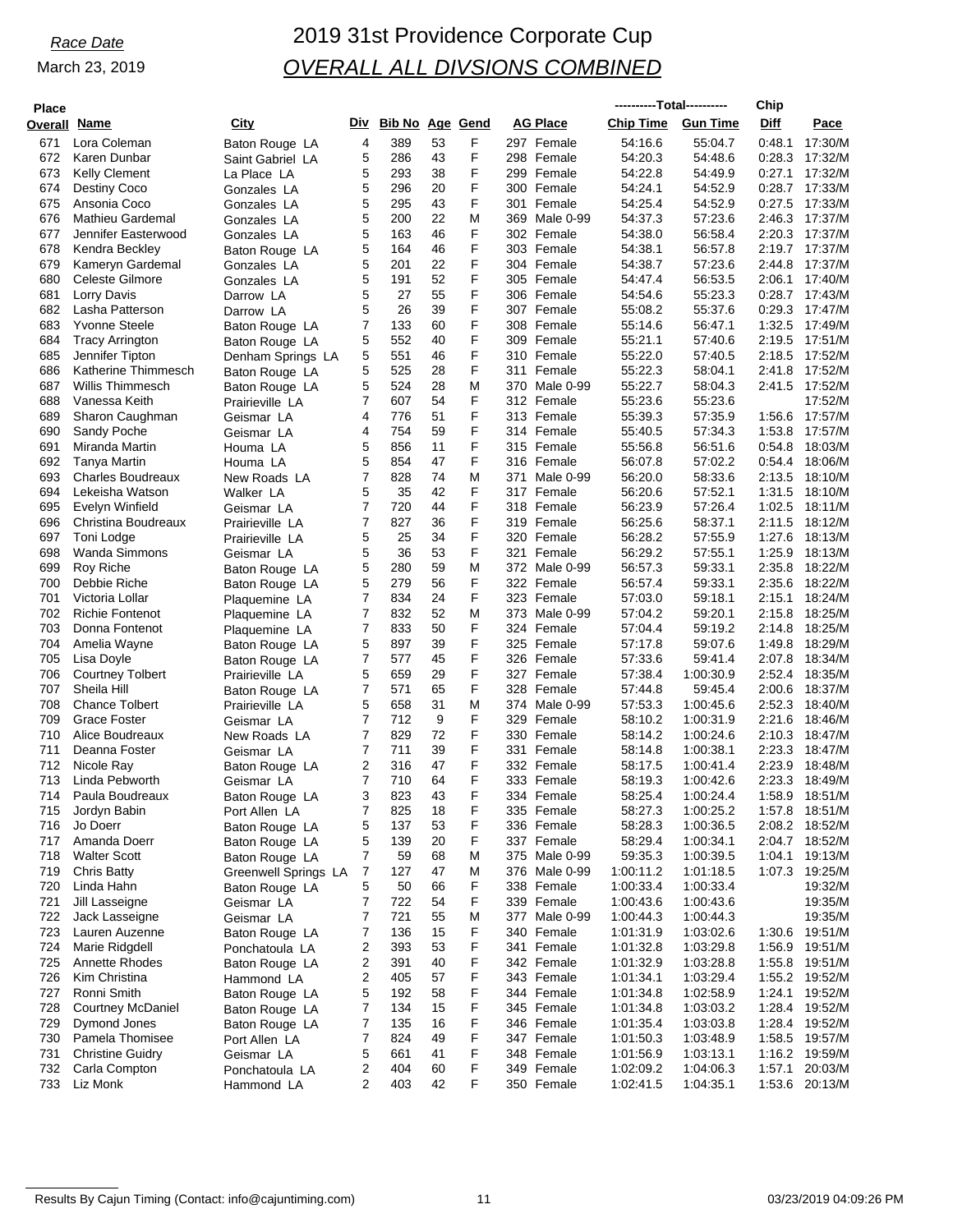*Race Date*

March 23, 2019

# 2019 31st Providence Corporate Cup

## *OVERALL ALL DIVSIONS COMBINED*

| Place Overall | Name | City | Div | Bib No | Age | Gend | AG Place | ----------Total---------- Chip Time | Gun Time | Chip Diff | Pace |
|---|---|---|---|---|---|---|---|---|---|---|---|
| 671 | Lora Coleman | Baton Rouge LA | 4 | 389 | 53 | F | 297 Female | 54:16.6 | 55:04.7 | 0:48.1 | 17:30/M |
| 672 | Karen Dunbar | Saint Gabriel LA | 5 | 286 | 43 | F | 298 Female | 54:20.3 | 54:48.6 | 0:28.3 | 17:32/M |
| 673 | Kelly Clement | La Place LA | 5 | 293 | 38 | F | 299 Female | 54:22.8 | 54:49.9 | 0:27.1 | 17:32/M |
| 674 | Destiny Coco | Gonzales LA | 5 | 296 | 20 | F | 300 Female | 54:24.1 | 54:52.9 | 0:28.7 | 17:33/M |
| 675 | Ansonia Coco | Gonzales LA | 5 | 295 | 43 | F | 301 Female | 54:25.4 | 54:52.9 | 0:27.5 | 17:33/M |
| 676 | Mathieu Gardemal | Gonzales LA | 5 | 200 | 22 | M | 369 Male 0-99 | 54:37.3 | 57:23.6 | 2:46.3 | 17:37/M |
| 677 | Jennifer Easterwood | Gonzales LA | 5 | 163 | 46 | F | 302 Female | 54:38.0 | 56:58.4 | 2:20.3 | 17:37/M |
| 678 | Kendra Beckley | Baton Rouge LA | 5 | 164 | 46 | F | 303 Female | 54:38.1 | 56:57.8 | 2:19.7 | 17:37/M |
| 679 | Kameryn Gardemal | Gonzales LA | 5 | 201 | 22 | F | 304 Female | 54:38.7 | 57:23.6 | 2:44.8 | 17:37/M |
| 680 | Celeste Gilmore | Gonzales LA | 5 | 191 | 52 | F | 305 Female | 54:47.4 | 56:53.5 | 2:06.1 | 17:40/M |
| 681 | Lorry Davis | Darrow LA | 5 | 27 | 55 | F | 306 Female | 54:54.6 | 55:23.3 | 0:28.7 | 17:43/M |
| 682 | Lasha Patterson | Darrow LA | 5 | 26 | 39 | F | 307 Female | 55:08.2 | 55:37.6 | 0:29.3 | 17:47/M |
| 683 | Yvonne Steele | Baton Rouge LA | 7 | 133 | 60 | F | 308 Female | 55:14.6 | 56:47.1 | 1:32.5 | 17:49/M |
| 684 | Tracy Arrington | Baton Rouge LA | 5 | 552 | 40 | F | 309 Female | 55:21.1 | 57:40.6 | 2:19.5 | 17:51/M |
| 685 | Jennifer Tipton | Denham Springs LA | 5 | 551 | 46 | F | 310 Female | 55:22.0 | 57:40.5 | 2:18.5 | 17:52/M |
| 686 | Katherine Thimmesch | Baton Rouge LA | 5 | 525 | 28 | F | 311 Female | 55:22.3 | 58:04.1 | 2:41.8 | 17:52/M |
| 687 | Willis Thimmesch | Baton Rouge LA | 5 | 524 | 28 | M | 370 Male 0-99 | 55:22.7 | 58:04.3 | 2:41.5 | 17:52/M |
| 688 | Vanessa Keith | Prairieville LA | 7 | 607 | 54 | F | 312 Female | 55:23.6 | 55:23.6 | | 17:52/M |
| 689 | Sharon Caughman | Geismar LA | 4 | 776 | 51 | F | 313 Female | 55:39.3 | 57:35.9 | 1:56.6 | 17:57/M |
| 690 | Sandy Poche | Geismar LA | 4 | 754 | 59 | F | 314 Female | 55:40.5 | 57:34.3 | 1:53.8 | 17:57/M |
| 691 | Miranda Martin | Houma LA | 5 | 856 | 11 | F | 315 Female | 55:56.8 | 56:51.6 | 0:54.8 | 18:03/M |
| 692 | Tanya Martin | Houma LA | 5 | 854 | 47 | F | 316 Female | 56:07.8 | 57:02.2 | 0:54.4 | 18:06/M |
| 693 | Charles Boudreaux | New Roads LA | 7 | 828 | 74 | M | 371 Male 0-99 | 56:20.0 | 58:33.6 | 2:13.5 | 18:10/M |
| 694 | Lekeisha Watson | Walker LA | 5 | 35 | 42 | F | 317 Female | 56:20.6 | 57:52.1 | 1:31.5 | 18:10/M |
| 695 | Evelyn Winfield | Geismar LA | 7 | 720 | 44 | F | 318 Female | 56:23.9 | 57:26.4 | 1:02.5 | 18:11/M |
| 696 | Christina Boudreaux | Prairieville LA | 7 | 827 | 36 | F | 319 Female | 56:25.6 | 58:37.1 | 2:11.5 | 18:12/M |
| 697 | Toni Lodge | Prairieville LA | 5 | 25 | 34 | F | 320 Female | 56:28.2 | 57:55.9 | 1:27.6 | 18:13/M |
| 698 | Wanda Simmons | Geismar LA | 5 | 36 | 53 | F | 321 Female | 56:29.2 | 57:55.1 | 1:25.9 | 18:13/M |
| 699 | Roy Riche | Baton Rouge LA | 5 | 280 | 59 | M | 372 Male 0-99 | 56:57.3 | 59:33.1 | 2:35.8 | 18:22/M |
| 700 | Debbie Riche | Baton Rouge LA | 5 | 279 | 56 | F | 322 Female | 56:57.4 | 59:33.1 | 2:35.6 | 18:22/M |
| 701 | Victoria Lollar | Plaquemine LA | 7 | 834 | 24 | F | 323 Female | 57:03.0 | 59:18.1 | 2:15.1 | 18:24/M |
| 702 | Richie Fontenot | Plaquemine LA | 7 | 832 | 52 | M | 373 Male 0-99 | 57:04.2 | 59:20.1 | 2:15.8 | 18:25/M |
| 703 | Donna Fontenot | Plaquemine LA | 7 | 833 | 50 | F | 324 Female | 57:04.4 | 59:19.2 | 2:14.8 | 18:25/M |
| 704 | Amelia Wayne | Baton Rouge LA | 5 | 897 | 39 | F | 325 Female | 57:17.8 | 59:07.6 | 1:49.8 | 18:29/M |
| 705 | Lisa Doyle | Baton Rouge LA | 7 | 577 | 45 | F | 326 Female | 57:33.6 | 59:41.4 | 2:07.8 | 18:34/M |
| 706 | Courtney Tolbert | Prairieville LA | 5 | 659 | 29 | F | 327 Female | 57:38.4 | 1:00:30.9 | 2:52.4 | 18:35/M |
| 707 | Sheila Hill | Baton Rouge LA | 7 | 571 | 65 | F | 328 Female | 57:44.8 | 59:45.4 | 2:00.6 | 18:37/M |
| 708 | Chance Tolbert | Prairieville LA | 5 | 658 | 31 | M | 374 Male 0-99 | 57:53.3 | 1:00:45.6 | 2:52.3 | 18:40/M |
| 709 | Grace Foster | Geismar LA | 7 | 712 | 9 | F | 329 Female | 58:10.2 | 1:00:31.9 | 2:21.6 | 18:46/M |
| 710 | Alice Boudreaux | New Roads LA | 7 | 829 | 72 | F | 330 Female | 58:14.2 | 1:00:24.6 | 2:10.3 | 18:47/M |
| 711 | Deanna Foster | Geismar LA | 7 | 711 | 39 | F | 331 Female | 58:14.8 | 1:00:38.1 | 2:23.3 | 18:47/M |
| 712 | Nicole Ray | Baton Rouge LA | 2 | 316 | 47 | F | 332 Female | 58:17.5 | 1:00:41.4 | 2:23.9 | 18:48/M |
| 713 | Linda Pebworth | Geismar LA | 7 | 710 | 64 | F | 333 Female | 58:19.3 | 1:00:42.6 | 2:23.3 | 18:49/M |
| 714 | Paula Boudreaux | Baton Rouge LA | 3 | 823 | 43 | F | 334 Female | 58:25.4 | 1:00:24.4 | 1:58.9 | 18:51/M |
| 715 | Jordyn Babin | Port Allen LA | 7 | 825 | 18 | F | 335 Female | 58:27.3 | 1:00:25.2 | 1:57.8 | 18:51/M |
| 716 | Jo Doerr | Baton Rouge LA | 5 | 137 | 53 | F | 336 Female | 58:28.3 | 1:00:36.5 | 2:08.2 | 18:52/M |
| 717 | Amanda Doerr | Baton Rouge LA | 5 | 139 | 20 | F | 337 Female | 58:29.4 | 1:00:34.1 | 2:04.7 | 18:52/M |
| 718 | Walter Scott | Baton Rouge LA | 7 | 59 | 68 | M | 375 Male 0-99 | 59:35.3 | 1:00:39.5 | 1:04.1 | 19:13/M |
| 719 | Chris Batty | Greenwell Springs LA | 7 | 127 | 47 | M | 376 Male 0-99 | 1:00:11.2 | 1:01:18.5 | 1:07.3 | 19:25/M |
| 720 | Linda Hahn | Baton Rouge LA | 5 | 50 | 66 | F | 338 Female | 1:00:33.4 | 1:00:33.4 | | 19:32/M |
| 721 | Jill Lasseigne | Geismar LA | 7 | 722 | 54 | F | 339 Female | 1:00:43.6 | 1:00:43.6 | | 19:35/M |
| 722 | Jack Lasseigne | Geismar LA | 7 | 721 | 55 | M | 377 Male 0-99 | 1:00:44.3 | 1:00:44.3 | | 19:35/M |
| 723 | Lauren Auzenne | Baton Rouge LA | 7 | 136 | 15 | F | 340 Female | 1:01:31.9 | 1:03:02.6 | 1:30.6 | 19:51/M |
| 724 | Marie Ridgdell | Ponchatoula LA | 2 | 393 | 53 | F | 341 Female | 1:01:32.8 | 1:03:29.8 | 1:56.9 | 19:51/M |
| 725 | Annette Rhodes | Baton Rouge LA | 2 | 391 | 40 | F | 342 Female | 1:01:32.9 | 1:03:28.8 | 1:55.8 | 19:51/M |
| 726 | Kim Christina | Hammond LA | 2 | 405 | 57 | F | 343 Female | 1:01:34.1 | 1:03:29.4 | 1:55.2 | 19:52/M |
| 727 | Ronni Smith | Baton Rouge LA | 5 | 192 | 58 | F | 344 Female | 1:01:34.8 | 1:02:58.9 | 1:24.1 | 19:52/M |
| 728 | Courtney McDaniel | Baton Rouge LA | 7 | 134 | 15 | F | 345 Female | 1:01:34.8 | 1:03:03.2 | 1:28.4 | 19:52/M |
| 729 | Dymond Jones | Baton Rouge LA | 7 | 135 | 16 | F | 346 Female | 1:01:35.4 | 1:03:03.8 | 1:28.4 | 19:52/M |
| 730 | Pamela Thomisee | Port Allen LA | 7 | 824 | 49 | F | 347 Female | 1:01:50.3 | 1:03:48.9 | 1:58.5 | 19:57/M |
| 731 | Christine Guidry | Geismar LA | 5 | 661 | 41 | F | 348 Female | 1:01:56.9 | 1:03:13.1 | 1:16.2 | 19:59/M |
| 732 | Carla Compton | Ponchatoula LA | 2 | 404 | 60 | F | 349 Female | 1:02:09.2 | 1:04:06.3 | 1:57.1 | 20:03/M |
| 733 | Liz Monk | Hammond LA | 2 | 403 | 42 | F | 350 Female | 1:02:41.5 | 1:04:35.1 | 1:53.6 | 20:13/M |

Results By Cajun Timing (Contact: info@cajuntiming.com) 03/23/2019 04:09:26 PM